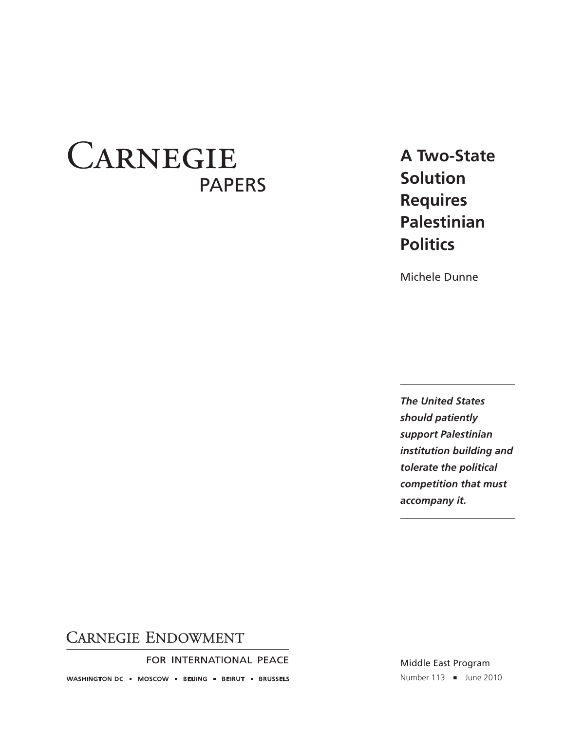CARNEGIE PAPERS

# A Two-State Solution Requires Palestinian Politics

Michele Dunne

***The United States should patiently support Palestinian institution building and tolerate the political competition that must accompany it.***

CARNEGIE ENDOWMENT FOR INTERNATIONAL PEACE

WASHINGTON DC ▪ MOSCOW ▪ BEIJING ▪ BEIRUT ▪ BRUSSELS

Middle East Program

Number 113 ▪ June 2010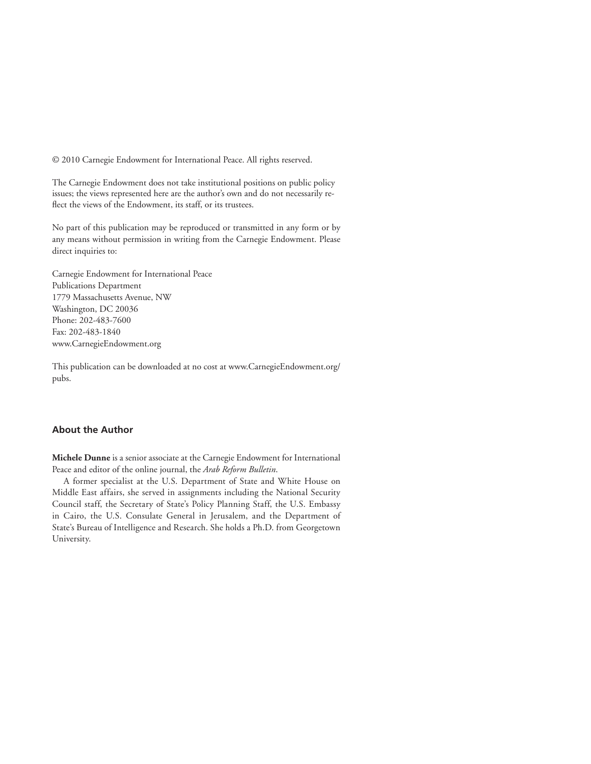© 2010 Carnegie Endowment for International Peace. All rights reserved.

The Carnegie Endowment does not take institutional positions on public policy issues; the views represented here are the author's own and do not necessarily reflect the views of the Endowment, its staff, or its trustees.

No part of this publication may be reproduced or transmitted in any form or by any means without permission in writing from the Carnegie Endowment. Please direct inquiries to:

Carnegie Endowment for International Peace
Publications Department
1779 Massachusetts Avenue, NW
Washington, DC 20036
Phone: 202-483-7600
Fax: 202-483-1840
www.CarnegieEndowment.org

This publication can be downloaded at no cost at www.CarnegieEndowment.org/pubs.

## About the Author

**Michele Dunne** is a senior associate at the Carnegie Endowment for International Peace and editor of the online journal, the *Arab Reform Bulletin*.

A former specialist at the U.S. Department of State and White House on Middle East affairs, she served in assignments including the National Security Council staff, the Secretary of State's Policy Planning Staff, the U.S. Embassy in Cairo, the U.S. Consulate General in Jerusalem, and the Department of State's Bureau of Intelligence and Research. She holds a Ph.D. from Georgetown University.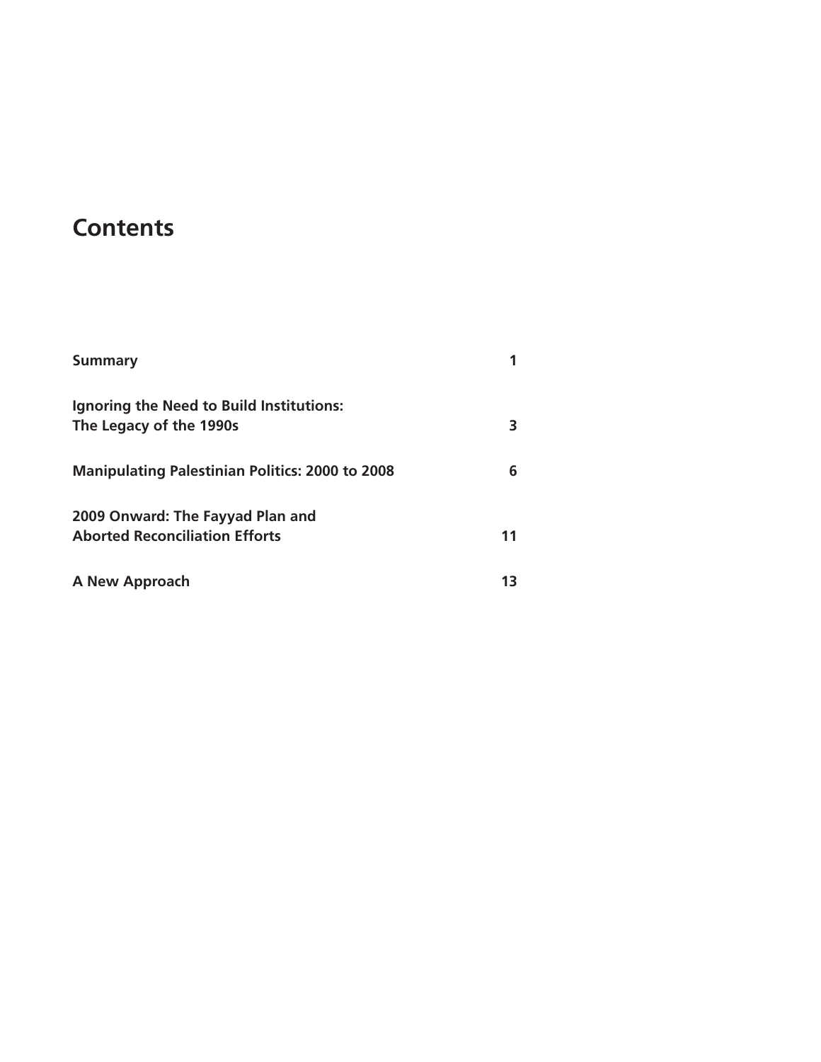# Contents

| | |
|---|---|
| **Summary** | **1** |
| **Ignoring the Need to Build Institutions: The Legacy of the 1990s** | **3** |
| **Manipulating Palestinian Politics: 2000 to 2008** | **6** |
| **2009 Onward: The Fayyad Plan and Aborted Reconciliation Efforts** | **11** |
| **A New Approach** | **13** |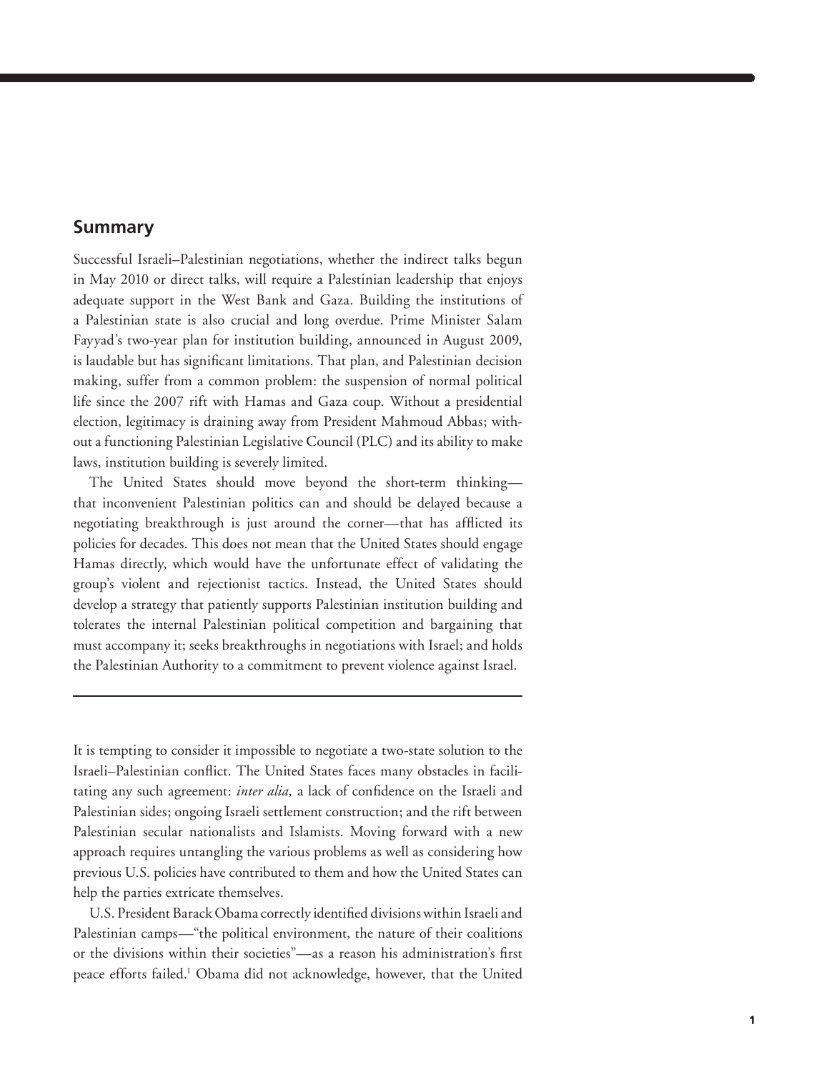## Summary

Successful Israeli–Palestinian negotiations, whether the indirect talks begun in May 2010 or direct talks, will require a Palestinian leadership that enjoys adequate support in the West Bank and Gaza. Building the institutions of a Palestinian state is also crucial and long overdue. Prime Minister Salam Fayyad's two-year plan for institution building, announced in August 2009, is laudable but has significant limitations. That plan, and Palestinian decision making, suffer from a common problem: the suspension of normal political life since the 2007 rift with Hamas and Gaza coup. Without a presidential election, legitimacy is draining away from President Mahmoud Abbas; without a functioning Palestinian Legislative Council (PLC) and its ability to make laws, institution building is severely limited.

The United States should move beyond the short-term thinking—that inconvenient Palestinian politics can and should be delayed because a negotiating breakthrough is just around the corner—that has afflicted its policies for decades. This does not mean that the United States should engage Hamas directly, which would have the unfortunate effect of validating the group's violent and rejectionist tactics. Instead, the United States should develop a strategy that patiently supports Palestinian institution building and tolerates the internal Palestinian political competition and bargaining that must accompany it; seeks breakthroughs in negotiations with Israel; and holds the Palestinian Authority to a commitment to prevent violence against Israel.

---

It is tempting to consider it impossible to negotiate a two-state solution to the Israeli–Palestinian conflict. The United States faces many obstacles in facilitating any such agreement: *inter alia,* a lack of confidence on the Israeli and Palestinian sides; ongoing Israeli settlement construction; and the rift between Palestinian secular nationalists and Islamists. Moving forward with a new approach requires untangling the various problems as well as considering how previous U.S. policies have contributed to them and how the United States can help the parties extricate themselves.

U.S. President Barack Obama correctly identified divisions within Israeli and Palestinian camps—"the political environment, the nature of their coalitions or the divisions within their societies"—as a reason his administration's first peace efforts failed.[1] Obama did not acknowledge, however, that the United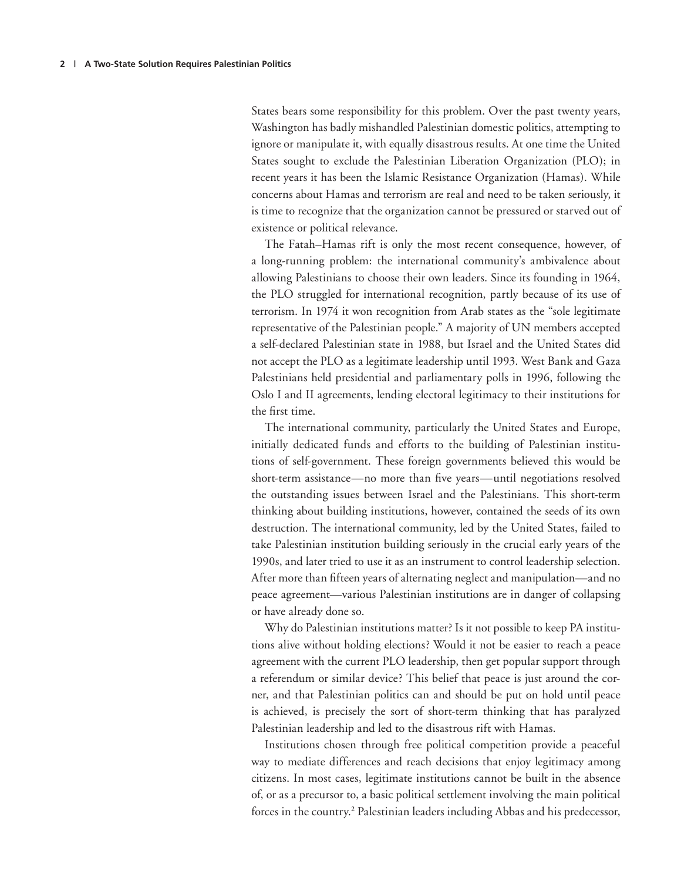States bears some responsibility for this problem. Over the past twenty years, Washington has badly mishandled Palestinian domestic politics, attempting to ignore or manipulate it, with equally disastrous results. At one time the United States sought to exclude the Palestinian Liberation Organization (PLO); in recent years it has been the Islamic Resistance Organization (Hamas). While concerns about Hamas and terrorism are real and need to be taken seriously, it is time to recognize that the organization cannot be pressured or starved out of existence or political relevance.

The Fatah–Hamas rift is only the most recent consequence, however, of a long-running problem: the international community's ambivalence about allowing Palestinians to choose their own leaders. Since its founding in 1964, the PLO struggled for international recognition, partly because of its use of terrorism. In 1974 it won recognition from Arab states as the "sole legitimate representative of the Palestinian people." A majority of UN members accepted a self-declared Palestinian state in 1988, but Israel and the United States did not accept the PLO as a legitimate leadership until 1993. West Bank and Gaza Palestinians held presidential and parliamentary polls in 1996, following the Oslo I and II agreements, lending electoral legitimacy to their institutions for the first time.

The international community, particularly the United States and Europe, initially dedicated funds and efforts to the building of Palestinian institutions of self-government. These foreign governments believed this would be short-term assistance—no more than five years—until negotiations resolved the outstanding issues between Israel and the Palestinians. This short-term thinking about building institutions, however, contained the seeds of its own destruction. The international community, led by the United States, failed to take Palestinian institution building seriously in the crucial early years of the 1990s, and later tried to use it as an instrument to control leadership selection. After more than fifteen years of alternating neglect and manipulation—and no peace agreement—various Palestinian institutions are in danger of collapsing or have already done so.

Why do Palestinian institutions matter? Is it not possible to keep PA institutions alive without holding elections? Would it not be easier to reach a peace agreement with the current PLO leadership, then get popular support through a referendum or similar device? This belief that peace is just around the corner, and that Palestinian politics can and should be put on hold until peace is achieved, is precisely the sort of short-term thinking that has paralyzed Palestinian leadership and led to the disastrous rift with Hamas.

Institutions chosen through free political competition provide a peaceful way to mediate differences and reach decisions that enjoy legitimacy among citizens. In most cases, legitimate institutions cannot be built in the absence of, or as a precursor to, a basic political settlement involving the main political forces in the country.[2] Palestinian leaders including Abbas and his predecessor,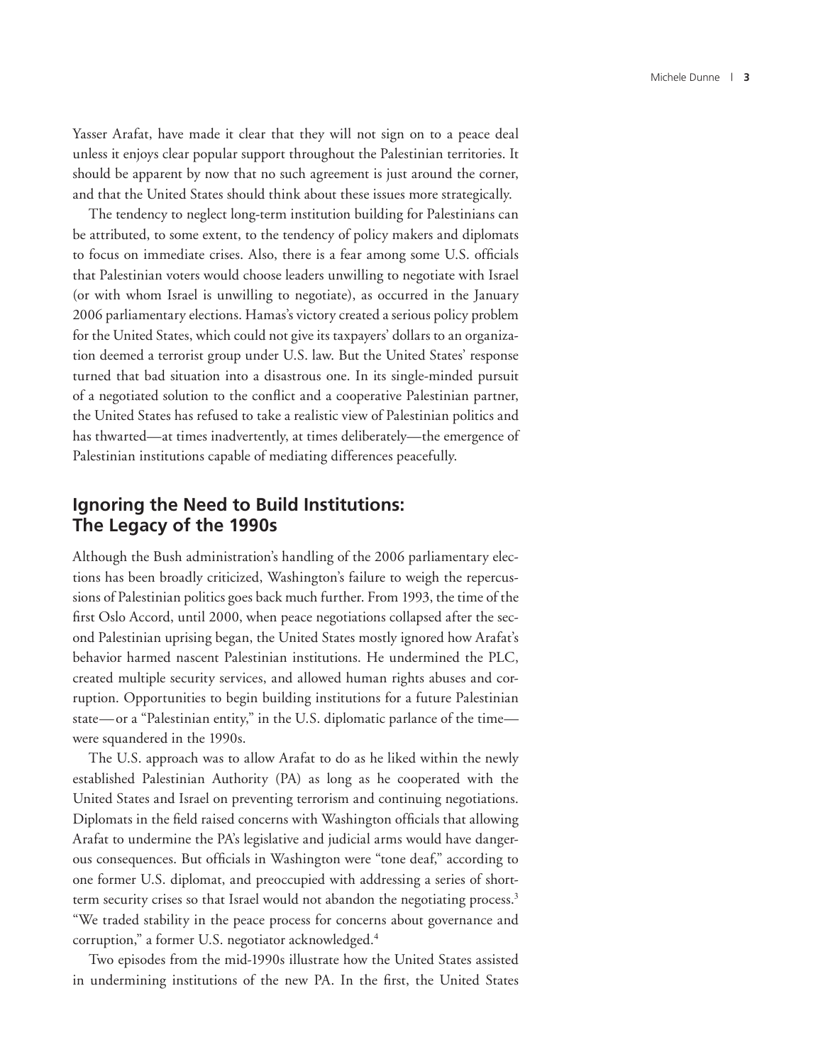Yasser Arafat, have made it clear that they will not sign on to a peace deal unless it enjoys clear popular support throughout the Palestinian territories. It should be apparent by now that no such agreement is just around the corner, and that the United States should think about these issues more strategically.

The tendency to neglect long-term institution building for Palestinians can be attributed, to some extent, to the tendency of policy makers and diplomats to focus on immediate crises. Also, there is a fear among some U.S. officials that Palestinian voters would choose leaders unwilling to negotiate with Israel (or with whom Israel is unwilling to negotiate), as occurred in the January 2006 parliamentary elections. Hamas's victory created a serious policy problem for the United States, which could not give its taxpayers' dollars to an organization deemed a terrorist group under U.S. law. But the United States' response turned that bad situation into a disastrous one. In its single-minded pursuit of a negotiated solution to the conflict and a cooperative Palestinian partner, the United States has refused to take a realistic view of Palestinian politics and has thwarted—at times inadvertently, at times deliberately—the emergence of Palestinian institutions capable of mediating differences peacefully.

## Ignoring the Need to Build Institutions: The Legacy of the 1990s

Although the Bush administration's handling of the 2006 parliamentary elections has been broadly criticized, Washington's failure to weigh the repercussions of Palestinian politics goes back much further. From 1993, the time of the first Oslo Accord, until 2000, when peace negotiations collapsed after the second Palestinian uprising began, the United States mostly ignored how Arafat's behavior harmed nascent Palestinian institutions. He undermined the PLC, created multiple security services, and allowed human rights abuses and corruption. Opportunities to begin building institutions for a future Palestinian state—or a "Palestinian entity," in the U.S. diplomatic parlance of the time—were squandered in the 1990s.

The U.S. approach was to allow Arafat to do as he liked within the newly established Palestinian Authority (PA) as long as he cooperated with the United States and Israel on preventing terrorism and continuing negotiations. Diplomats in the field raised concerns with Washington officials that allowing Arafat to undermine the PA's legislative and judicial arms would have dangerous consequences. But officials in Washington were "tone deaf," according to one former U.S. diplomat, and preoccupied with addressing a series of short-term security crises so that Israel would not abandon the negotiating process.[3] "We traded stability in the peace process for concerns about governance and corruption," a former U.S. negotiator acknowledged.[4]

Two episodes from the mid-1990s illustrate how the United States assisted in undermining institutions of the new PA. In the first, the United States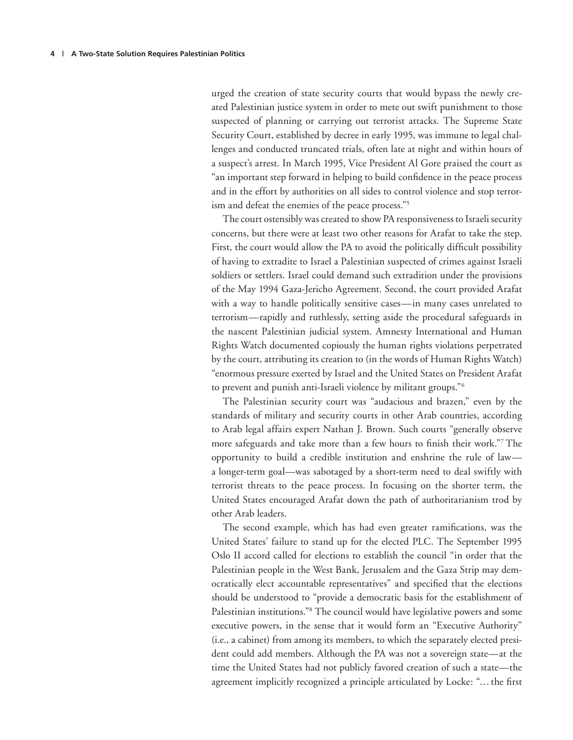urged the creation of state security courts that would bypass the newly created Palestinian justice system in order to mete out swift punishment to those suspected of planning or carrying out terrorist attacks. The Supreme State Security Court, established by decree in early 1995, was immune to legal challenges and conducted truncated trials, often late at night and within hours of a suspect's arrest. In March 1995, Vice President Al Gore praised the court as "an important step forward in helping to build confidence in the peace process and in the effort by authorities on all sides to control violence and stop terrorism and defeat the enemies of the peace process."[5]

The court ostensibly was created to show PA responsiveness to Israeli security concerns, but there were at least two other reasons for Arafat to take the step. First, the court would allow the PA to avoid the politically difficult possibility of having to extradite to Israel a Palestinian suspected of crimes against Israeli soldiers or settlers. Israel could demand such extradition under the provisions of the May 1994 Gaza-Jericho Agreement. Second, the court provided Arafat with a way to handle politically sensitive cases—in many cases unrelated to terrorism—rapidly and ruthlessly, setting aside the procedural safeguards in the nascent Palestinian judicial system. Amnesty International and Human Rights Watch documented copiously the human rights violations perpetrated by the court, attributing its creation to (in the words of Human Rights Watch) "enormous pressure exerted by Israel and the United States on President Arafat to prevent and punish anti-Israeli violence by militant groups."[6]

The Palestinian security court was "audacious and brazen," even by the standards of military and security courts in other Arab countries, according to Arab legal affairs expert Nathan J. Brown. Such courts "generally observe more safeguards and take more than a few hours to finish their work."[7] The opportunity to build a credible institution and enshrine the rule of law—a longer-term goal—was sabotaged by a short-term need to deal swiftly with terrorist threats to the peace process. In focusing on the shorter term, the United States encouraged Arafat down the path of authoritarianism trod by other Arab leaders.

The second example, which has had even greater ramifications, was the United States' failure to stand up for the elected PLC. The September 1995 Oslo II accord called for elections to establish the council "in order that the Palestinian people in the West Bank, Jerusalem and the Gaza Strip may democratically elect accountable representatives" and specified that the elections should be understood to "provide a democratic basis for the establishment of Palestinian institutions."[8] The council would have legislative powers and some executive powers, in the sense that it would form an "Executive Authority" (i.e., a cabinet) from among its members, to which the separately elected president could add members. Although the PA was not a sovereign state—at the time the United States had not publicly favored creation of such a state—the agreement implicitly recognized a principle articulated by Locke: "… the first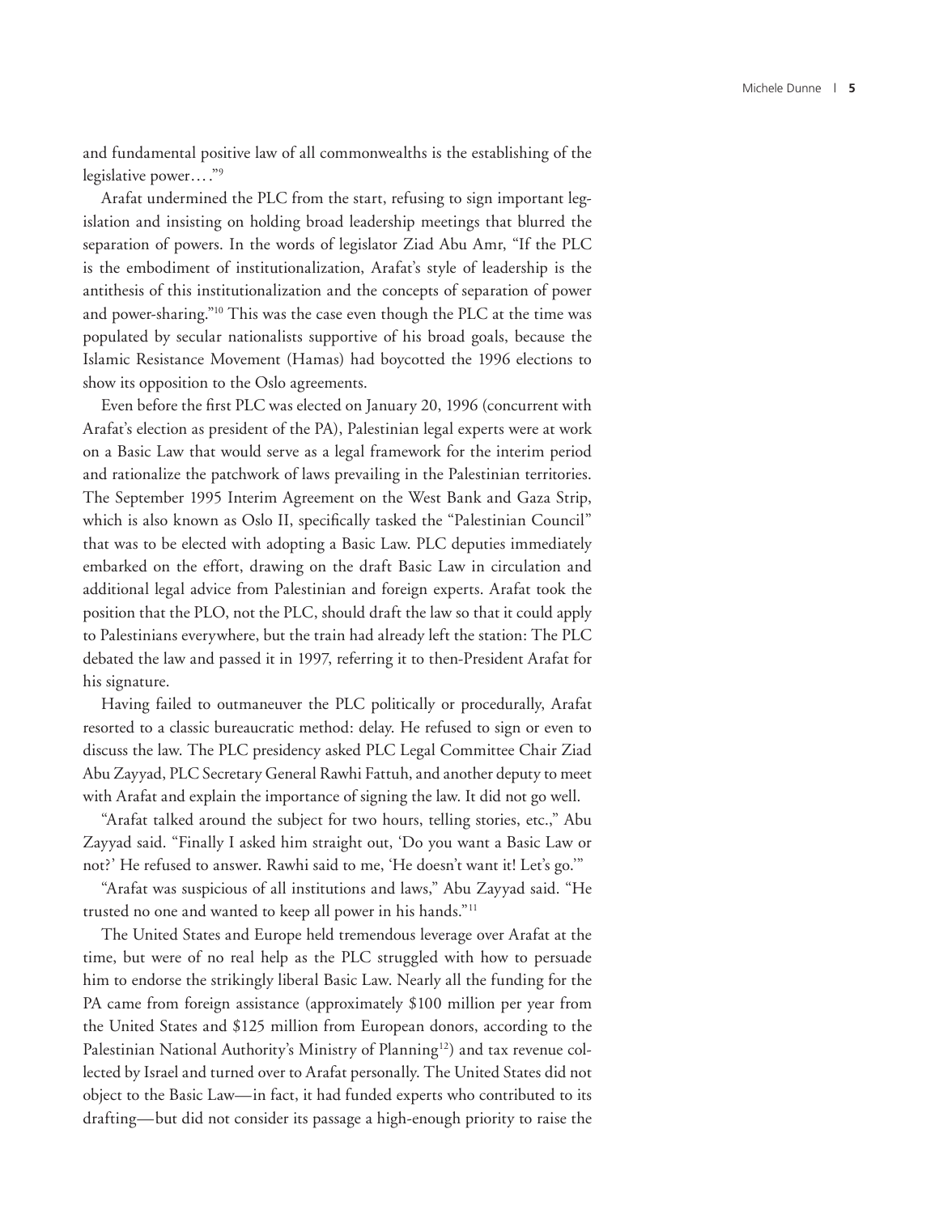and fundamental positive law of all commonwealths is the establishing of the legislative power… ."[9]

Arafat undermined the PLC from the start, refusing to sign important legislation and insisting on holding broad leadership meetings that blurred the separation of powers. In the words of legislator Ziad Abu Amr, "If the PLC is the embodiment of institutionalization, Arafat's style of leadership is the antithesis of this institutionalization and the concepts of separation of power and power-sharing."[10] This was the case even though the PLC at the time was populated by secular nationalists supportive of his broad goals, because the Islamic Resistance Movement (Hamas) had boycotted the 1996 elections to show its opposition to the Oslo agreements.

Even before the first PLC was elected on January 20, 1996 (concurrent with Arafat's election as president of the PA), Palestinian legal experts were at work on a Basic Law that would serve as a legal framework for the interim period and rationalize the patchwork of laws prevailing in the Palestinian territories. The September 1995 Interim Agreement on the West Bank and Gaza Strip, which is also known as Oslo II, specifically tasked the "Palestinian Council" that was to be elected with adopting a Basic Law. PLC deputies immediately embarked on the effort, drawing on the draft Basic Law in circulation and additional legal advice from Palestinian and foreign experts. Arafat took the position that the PLO, not the PLC, should draft the law so that it could apply to Palestinians everywhere, but the train had already left the station: The PLC debated the law and passed it in 1997, referring it to then-President Arafat for his signature.

Having failed to outmaneuver the PLC politically or procedurally, Arafat resorted to a classic bureaucratic method: delay. He refused to sign or even to discuss the law. The PLC presidency asked PLC Legal Committee Chair Ziad Abu Zayyad, PLC Secretary General Rawhi Fattuh, and another deputy to meet with Arafat and explain the importance of signing the law. It did not go well.

"Arafat talked around the subject for two hours, telling stories, etc.," Abu Zayyad said. "Finally I asked him straight out, 'Do you want a Basic Law or not?' He refused to answer. Rawhi said to me, 'He doesn't want it! Let's go.'"

"Arafat was suspicious of all institutions and laws," Abu Zayyad said. "He trusted no one and wanted to keep all power in his hands."[11]

The United States and Europe held tremendous leverage over Arafat at the time, but were of no real help as the PLC struggled with how to persuade him to endorse the strikingly liberal Basic Law. Nearly all the funding for the PA came from foreign assistance (approximately $100 million per year from the United States and $125 million from European donors, according to the Palestinian National Authority's Ministry of Planning[12]) and tax revenue collected by Israel and turned over to Arafat personally. The United States did not object to the Basic Law—in fact, it had funded experts who contributed to its drafting—but did not consider its passage a high-enough priority to raise the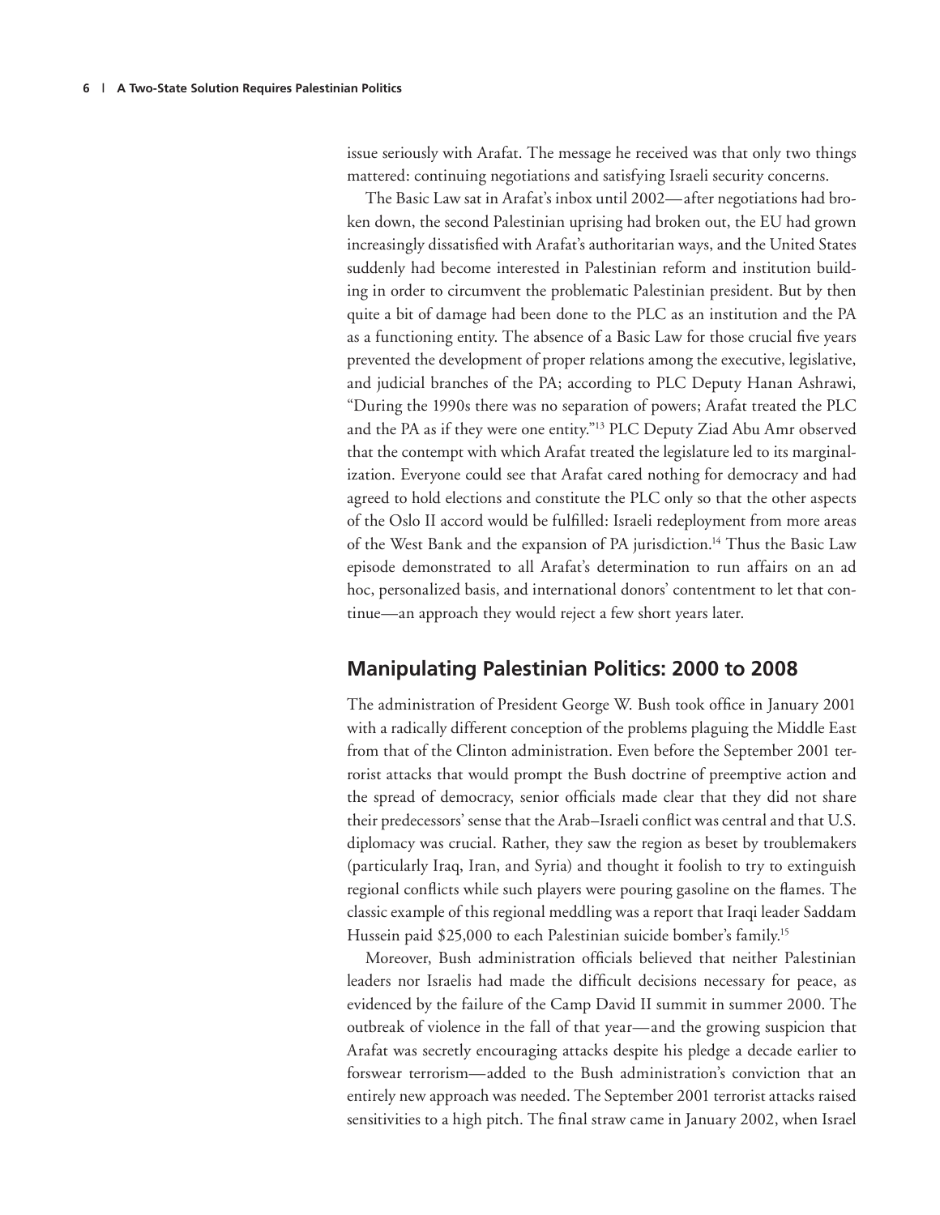issue seriously with Arafat. The message he received was that only two things mattered: continuing negotiations and satisfying Israeli security concerns.

The Basic Law sat in Arafat's inbox until 2002—after negotiations had broken down, the second Palestinian uprising had broken out, the EU had grown increasingly dissatisfied with Arafat's authoritarian ways, and the United States suddenly had become interested in Palestinian reform and institution building in order to circumvent the problematic Palestinian president. But by then quite a bit of damage had been done to the PLC as an institution and the PA as a functioning entity. The absence of a Basic Law for those crucial five years prevented the development of proper relations among the executive, legislative, and judicial branches of the PA; according to PLC Deputy Hanan Ashrawi, "During the 1990s there was no separation of powers; Arafat treated the PLC and the PA as if they were one entity."[13] PLC Deputy Ziad Abu Amr observed that the contempt with which Arafat treated the legislature led to its marginalization. Everyone could see that Arafat cared nothing for democracy and had agreed to hold elections and constitute the PLC only so that the other aspects of the Oslo II accord would be fulfilled: Israeli redeployment from more areas of the West Bank and the expansion of PA jurisdiction.[14] Thus the Basic Law episode demonstrated to all Arafat's determination to run affairs on an ad hoc, personalized basis, and international donors' contentment to let that continue—an approach they would reject a few short years later.

## Manipulating Palestinian Politics: 2000 to 2008

The administration of President George W. Bush took office in January 2001 with a radically different conception of the problems plaguing the Middle East from that of the Clinton administration. Even before the September 2001 terrorist attacks that would prompt the Bush doctrine of preemptive action and the spread of democracy, senior officials made clear that they did not share their predecessors' sense that the Arab–Israeli conflict was central and that U.S. diplomacy was crucial. Rather, they saw the region as beset by troublemakers (particularly Iraq, Iran, and Syria) and thought it foolish to try to extinguish regional conflicts while such players were pouring gasoline on the flames. The classic example of this regional meddling was a report that Iraqi leader Saddam Hussein paid \$25,000 to each Palestinian suicide bomber's family.[15]

Moreover, Bush administration officials believed that neither Palestinian leaders nor Israelis had made the difficult decisions necessary for peace, as evidenced by the failure of the Camp David II summit in summer 2000. The outbreak of violence in the fall of that year—and the growing suspicion that Arafat was secretly encouraging attacks despite his pledge a decade earlier to forswear terrorism—added to the Bush administration's conviction that an entirely new approach was needed. The September 2001 terrorist attacks raised sensitivities to a high pitch. The final straw came in January 2002, when Israel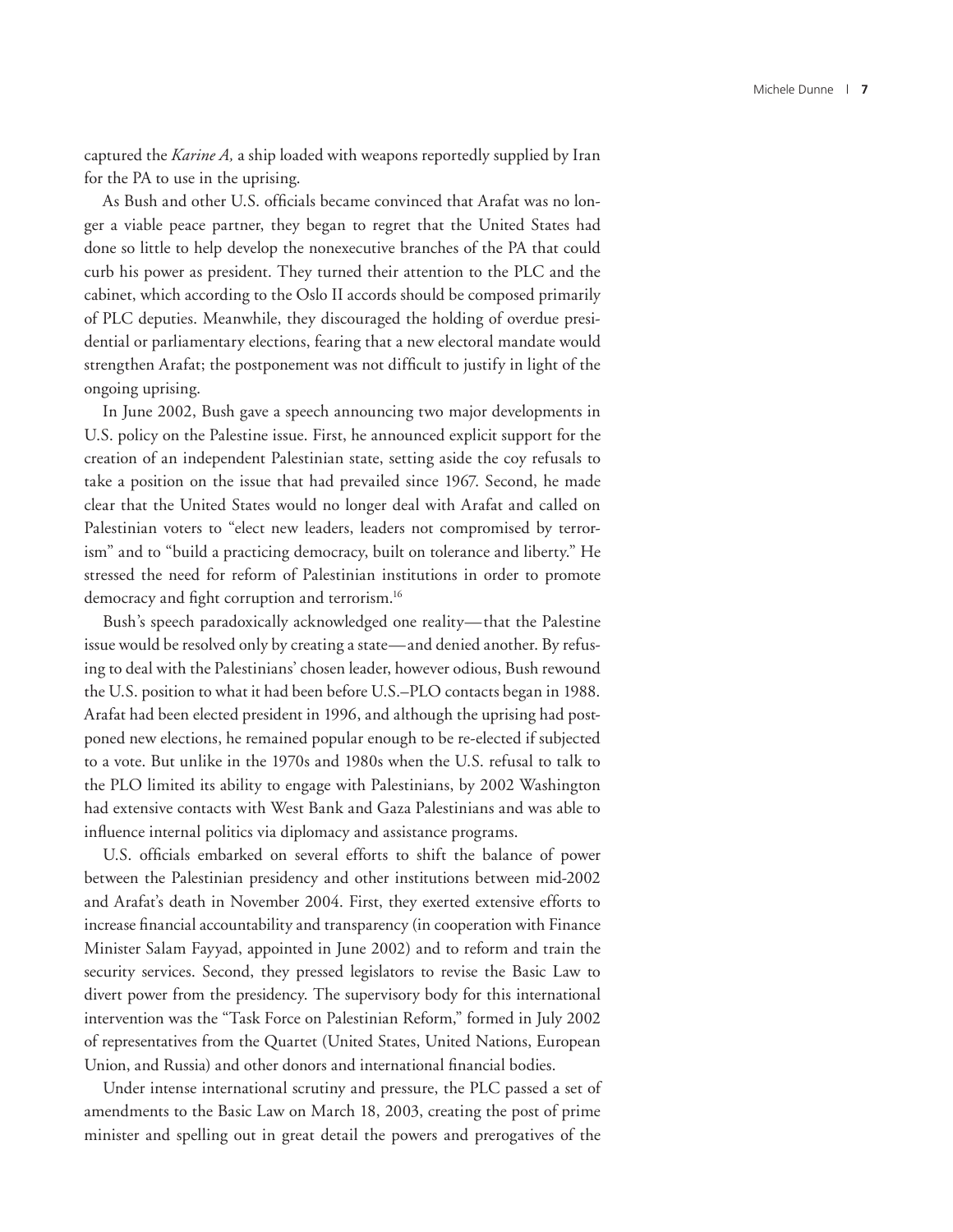captured the *Karine A,* a ship loaded with weapons reportedly supplied by Iran for the PA to use in the uprising.

As Bush and other U.S. officials became convinced that Arafat was no longer a viable peace partner, they began to regret that the United States had done so little to help develop the nonexecutive branches of the PA that could curb his power as president. They turned their attention to the PLC and the cabinet, which according to the Oslo II accords should be composed primarily of PLC deputies. Meanwhile, they discouraged the holding of overdue presidential or parliamentary elections, fearing that a new electoral mandate would strengthen Arafat; the postponement was not difficult to justify in light of the ongoing uprising.

In June 2002, Bush gave a speech announcing two major developments in U.S. policy on the Palestine issue. First, he announced explicit support for the creation of an independent Palestinian state, setting aside the coy refusals to take a position on the issue that had prevailed since 1967. Second, he made clear that the United States would no longer deal with Arafat and called on Palestinian voters to "elect new leaders, leaders not compromised by terrorism" and to "build a practicing democracy, built on tolerance and liberty." He stressed the need for reform of Palestinian institutions in order to promote democracy and fight corruption and terrorism.[16]

Bush's speech paradoxically acknowledged one reality—that the Palestine issue would be resolved only by creating a state—and denied another. By refusing to deal with the Palestinians' chosen leader, however odious, Bush rewound the U.S. position to what it had been before U.S.–PLO contacts began in 1988. Arafat had been elected president in 1996, and although the uprising had postponed new elections, he remained popular enough to be re-elected if subjected to a vote. But unlike in the 1970s and 1980s when the U.S. refusal to talk to the PLO limited its ability to engage with Palestinians, by 2002 Washington had extensive contacts with West Bank and Gaza Palestinians and was able to influence internal politics via diplomacy and assistance programs.

U.S. officials embarked on several efforts to shift the balance of power between the Palestinian presidency and other institutions between mid-2002 and Arafat's death in November 2004. First, they exerted extensive efforts to increase financial accountability and transparency (in cooperation with Finance Minister Salam Fayyad, appointed in June 2002) and to reform and train the security services. Second, they pressed legislators to revise the Basic Law to divert power from the presidency. The supervisory body for this international intervention was the "Task Force on Palestinian Reform," formed in July 2002 of representatives from the Quartet (United States, United Nations, European Union, and Russia) and other donors and international financial bodies.

Under intense international scrutiny and pressure, the PLC passed a set of amendments to the Basic Law on March 18, 2003, creating the post of prime minister and spelling out in great detail the powers and prerogatives of the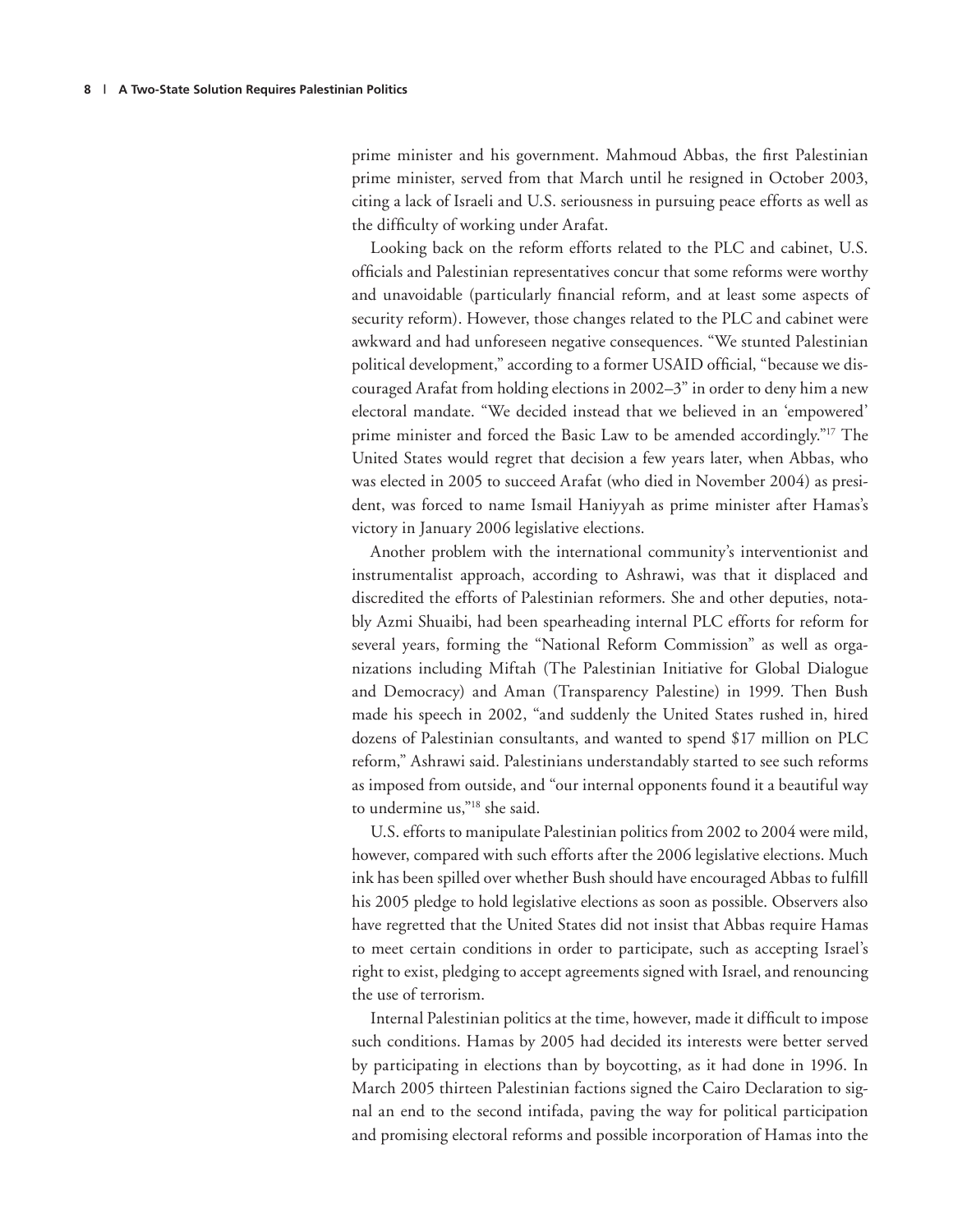prime minister and his government. Mahmoud Abbas, the first Palestinian prime minister, served from that March until he resigned in October 2003, citing a lack of Israeli and U.S. seriousness in pursuing peace efforts as well as the difficulty of working under Arafat.

Looking back on the reform efforts related to the PLC and cabinet, U.S. officials and Palestinian representatives concur that some reforms were worthy and unavoidable (particularly financial reform, and at least some aspects of security reform). However, those changes related to the PLC and cabinet were awkward and had unforeseen negative consequences. "We stunted Palestinian political development," according to a former USAID official, "because we discouraged Arafat from holding elections in 2002–3" in order to deny him a new electoral mandate. "We decided instead that we believed in an 'empowered' prime minister and forced the Basic Law to be amended accordingly."[17] The United States would regret that decision a few years later, when Abbas, who was elected in 2005 to succeed Arafat (who died in November 2004) as president, was forced to name Ismail Haniyyah as prime minister after Hamas's victory in January 2006 legislative elections.

Another problem with the international community's interventionist and instrumentalist approach, according to Ashrawi, was that it displaced and discredited the efforts of Palestinian reformers. She and other deputies, notably Azmi Shuaibi, had been spearheading internal PLC efforts for reform for several years, forming the "National Reform Commission" as well as organizations including Miftah (The Palestinian Initiative for Global Dialogue and Democracy) and Aman (Transparency Palestine) in 1999. Then Bush made his speech in 2002, "and suddenly the United States rushed in, hired dozens of Palestinian consultants, and wanted to spend $17 million on PLC reform," Ashrawi said. Palestinians understandably started to see such reforms as imposed from outside, and "our internal opponents found it a beautiful way to undermine us,"[18] she said.

U.S. efforts to manipulate Palestinian politics from 2002 to 2004 were mild, however, compared with such efforts after the 2006 legislative elections. Much ink has been spilled over whether Bush should have encouraged Abbas to fulfill his 2005 pledge to hold legislative elections as soon as possible. Observers also have regretted that the United States did not insist that Abbas require Hamas to meet certain conditions in order to participate, such as accepting Israel's right to exist, pledging to accept agreements signed with Israel, and renouncing the use of terrorism.

Internal Palestinian politics at the time, however, made it difficult to impose such conditions. Hamas by 2005 had decided its interests were better served by participating in elections than by boycotting, as it had done in 1996. In March 2005 thirteen Palestinian factions signed the Cairo Declaration to signal an end to the second intifada, paving the way for political participation and promising electoral reforms and possible incorporation of Hamas into the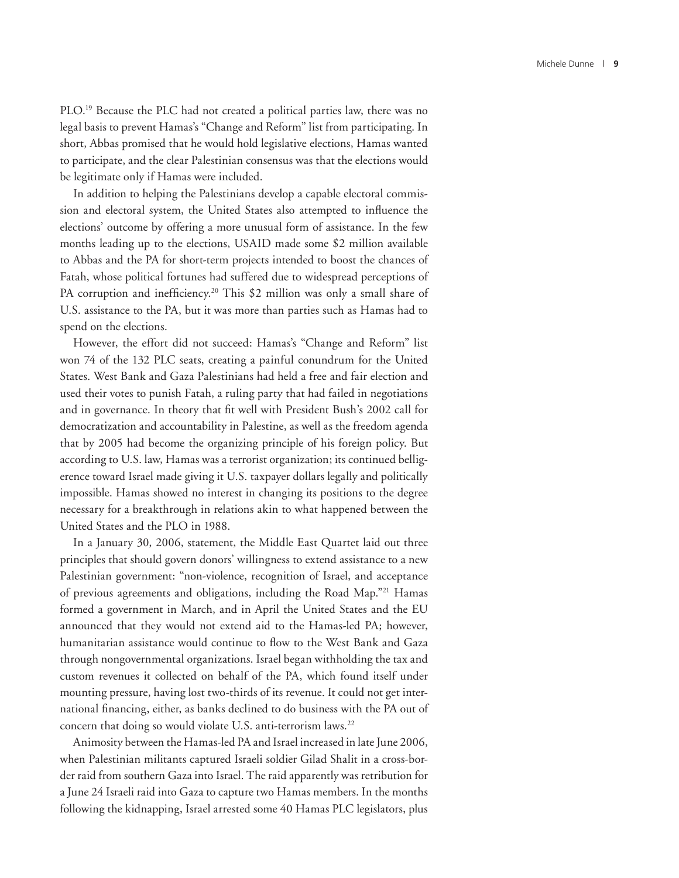PLO.[19] Because the PLC had not created a political parties law, there was no legal basis to prevent Hamas's "Change and Reform" list from participating. In short, Abbas promised that he would hold legislative elections, Hamas wanted to participate, and the clear Palestinian consensus was that the elections would be legitimate only if Hamas were included.

In addition to helping the Palestinians develop a capable electoral commission and electoral system, the United States also attempted to influence the elections' outcome by offering a more unusual form of assistance. In the few months leading up to the elections, USAID made some \$2 million available to Abbas and the PA for short-term projects intended to boost the chances of Fatah, whose political fortunes had suffered due to widespread perceptions of PA corruption and inefficiency.[20] This \$2 million was only a small share of U.S. assistance to the PA, but it was more than parties such as Hamas had to spend on the elections.

However, the effort did not succeed: Hamas's "Change and Reform" list won 74 of the 132 PLC seats, creating a painful conundrum for the United States. West Bank and Gaza Palestinians had held a free and fair election and used their votes to punish Fatah, a ruling party that had failed in negotiations and in governance. In theory that fit well with President Bush's 2002 call for democratization and accountability in Palestine, as well as the freedom agenda that by 2005 had become the organizing principle of his foreign policy. But according to U.S. law, Hamas was a terrorist organization; its continued belligerence toward Israel made giving it U.S. taxpayer dollars legally and politically impossible. Hamas showed no interest in changing its positions to the degree necessary for a breakthrough in relations akin to what happened between the United States and the PLO in 1988.

In a January 30, 2006, statement, the Middle East Quartet laid out three principles that should govern donors' willingness to extend assistance to a new Palestinian government: "non-violence, recognition of Israel, and acceptance of previous agreements and obligations, including the Road Map."[21] Hamas formed a government in March, and in April the United States and the EU announced that they would not extend aid to the Hamas-led PA; however, humanitarian assistance would continue to flow to the West Bank and Gaza through nongovernmental organizations. Israel began withholding the tax and custom revenues it collected on behalf of the PA, which found itself under mounting pressure, having lost two-thirds of its revenue. It could not get international financing, either, as banks declined to do business with the PA out of concern that doing so would violate U.S. anti-terrorism laws.[22]

Animosity between the Hamas-led PA and Israel increased in late June 2006, when Palestinian militants captured Israeli soldier Gilad Shalit in a cross-border raid from southern Gaza into Israel. The raid apparently was retribution for a June 24 Israeli raid into Gaza to capture two Hamas members. In the months following the kidnapping, Israel arrested some 40 Hamas PLC legislators, plus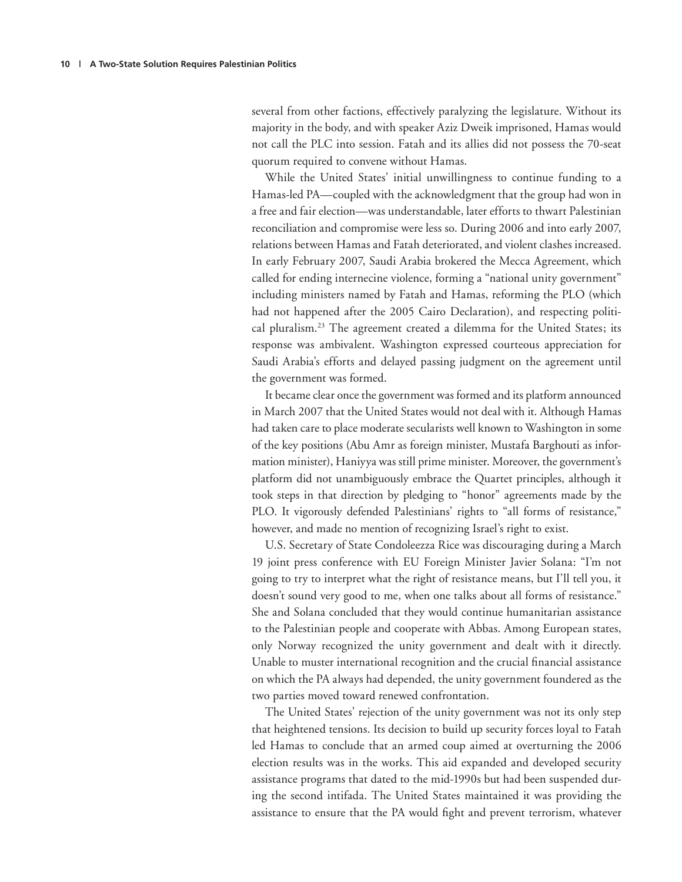several from other factions, effectively paralyzing the legislature. Without its majority in the body, and with speaker Aziz Dweik imprisoned, Hamas would not call the PLC into session. Fatah and its allies did not possess the 70-seat quorum required to convene without Hamas.

While the United States' initial unwillingness to continue funding to a Hamas-led PA—coupled with the acknowledgment that the group had won in a free and fair election—was understandable, later efforts to thwart Palestinian reconciliation and compromise were less so. During 2006 and into early 2007, relations between Hamas and Fatah deteriorated, and violent clashes increased. In early February 2007, Saudi Arabia brokered the Mecca Agreement, which called for ending internecine violence, forming a "national unity government" including ministers named by Fatah and Hamas, reforming the PLO (which had not happened after the 2005 Cairo Declaration), and respecting political pluralism.[23] The agreement created a dilemma for the United States; its response was ambivalent. Washington expressed courteous appreciation for Saudi Arabia's efforts and delayed passing judgment on the agreement until the government was formed.

It became clear once the government was formed and its platform announced in March 2007 that the United States would not deal with it. Although Hamas had taken care to place moderate secularists well known to Washington in some of the key positions (Abu Amr as foreign minister, Mustafa Barghouti as information minister), Haniyya was still prime minister. Moreover, the government's platform did not unambiguously embrace the Quartet principles, although it took steps in that direction by pledging to "honor" agreements made by the PLO. It vigorously defended Palestinians' rights to "all forms of resistance," however, and made no mention of recognizing Israel's right to exist.

U.S. Secretary of State Condoleezza Rice was discouraging during a March 19 joint press conference with EU Foreign Minister Javier Solana: "I'm not going to try to interpret what the right of resistance means, but I'll tell you, it doesn't sound very good to me, when one talks about all forms of resistance." She and Solana concluded that they would continue humanitarian assistance to the Palestinian people and cooperate with Abbas. Among European states, only Norway recognized the unity government and dealt with it directly. Unable to muster international recognition and the crucial financial assistance on which the PA always had depended, the unity government foundered as the two parties moved toward renewed confrontation.

The United States' rejection of the unity government was not its only step that heightened tensions. Its decision to build up security forces loyal to Fatah led Hamas to conclude that an armed coup aimed at overturning the 2006 election results was in the works. This aid expanded and developed security assistance programs that dated to the mid-1990s but had been suspended during the second intifada. The United States maintained it was providing the assistance to ensure that the PA would fight and prevent terrorism, whatever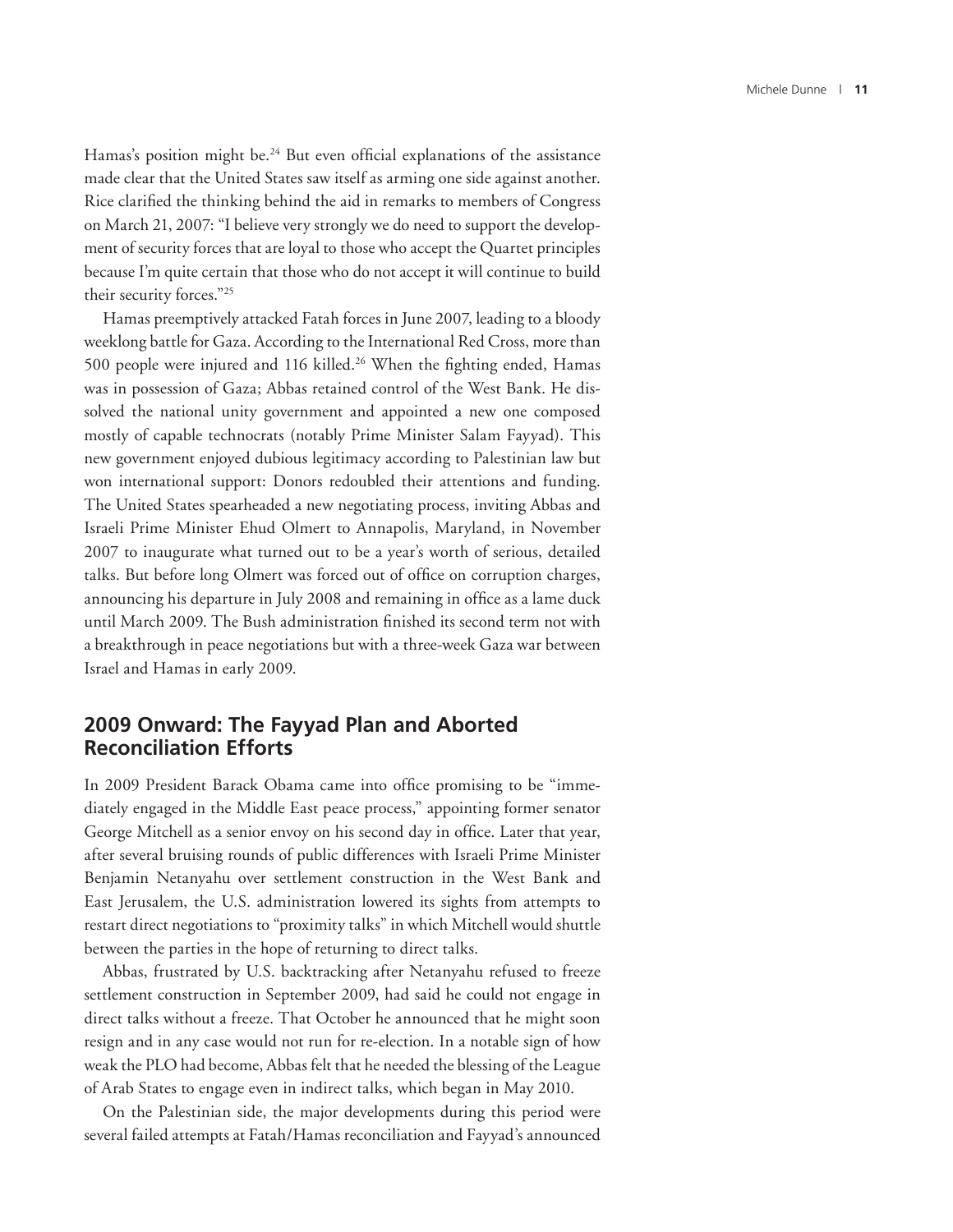Hamas's position might be.[24] But even official explanations of the assistance made clear that the United States saw itself as arming one side against another. Rice clarified the thinking behind the aid in remarks to members of Congress on March 21, 2007: "I believe very strongly we do need to support the development of security forces that are loyal to those who accept the Quartet principles because I'm quite certain that those who do not accept it will continue to build their security forces."[25]

Hamas preemptively attacked Fatah forces in June 2007, leading to a bloody weeklong battle for Gaza. According to the International Red Cross, more than 500 people were injured and 116 killed.[26] When the fighting ended, Hamas was in possession of Gaza; Abbas retained control of the West Bank. He dissolved the national unity government and appointed a new one composed mostly of capable technocrats (notably Prime Minister Salam Fayyad). This new government enjoyed dubious legitimacy according to Palestinian law but won international support: Donors redoubled their attentions and funding. The United States spearheaded a new negotiating process, inviting Abbas and Israeli Prime Minister Ehud Olmert to Annapolis, Maryland, in November 2007 to inaugurate what turned out to be a year's worth of serious, detailed talks. But before long Olmert was forced out of office on corruption charges, announcing his departure in July 2008 and remaining in office as a lame duck until March 2009. The Bush administration finished its second term not with a breakthrough in peace negotiations but with a three-week Gaza war between Israel and Hamas in early 2009.

## 2009 Onward: The Fayyad Plan and Aborted Reconciliation Efforts

In 2009 President Barack Obama came into office promising to be "immediately engaged in the Middle East peace process," appointing former senator George Mitchell as a senior envoy on his second day in office. Later that year, after several bruising rounds of public differences with Israeli Prime Minister Benjamin Netanyahu over settlement construction in the West Bank and East Jerusalem, the U.S. administration lowered its sights from attempts to restart direct negotiations to "proximity talks" in which Mitchell would shuttle between the parties in the hope of returning to direct talks.

Abbas, frustrated by U.S. backtracking after Netanyahu refused to freeze settlement construction in September 2009, had said he could not engage in direct talks without a freeze. That October he announced that he might soon resign and in any case would not run for re-election. In a notable sign of how weak the PLO had become, Abbas felt that he needed the blessing of the League of Arab States to engage even in indirect talks, which began in May 2010.

On the Palestinian side, the major developments during this period were several failed attempts at Fatah/Hamas reconciliation and Fayyad's announced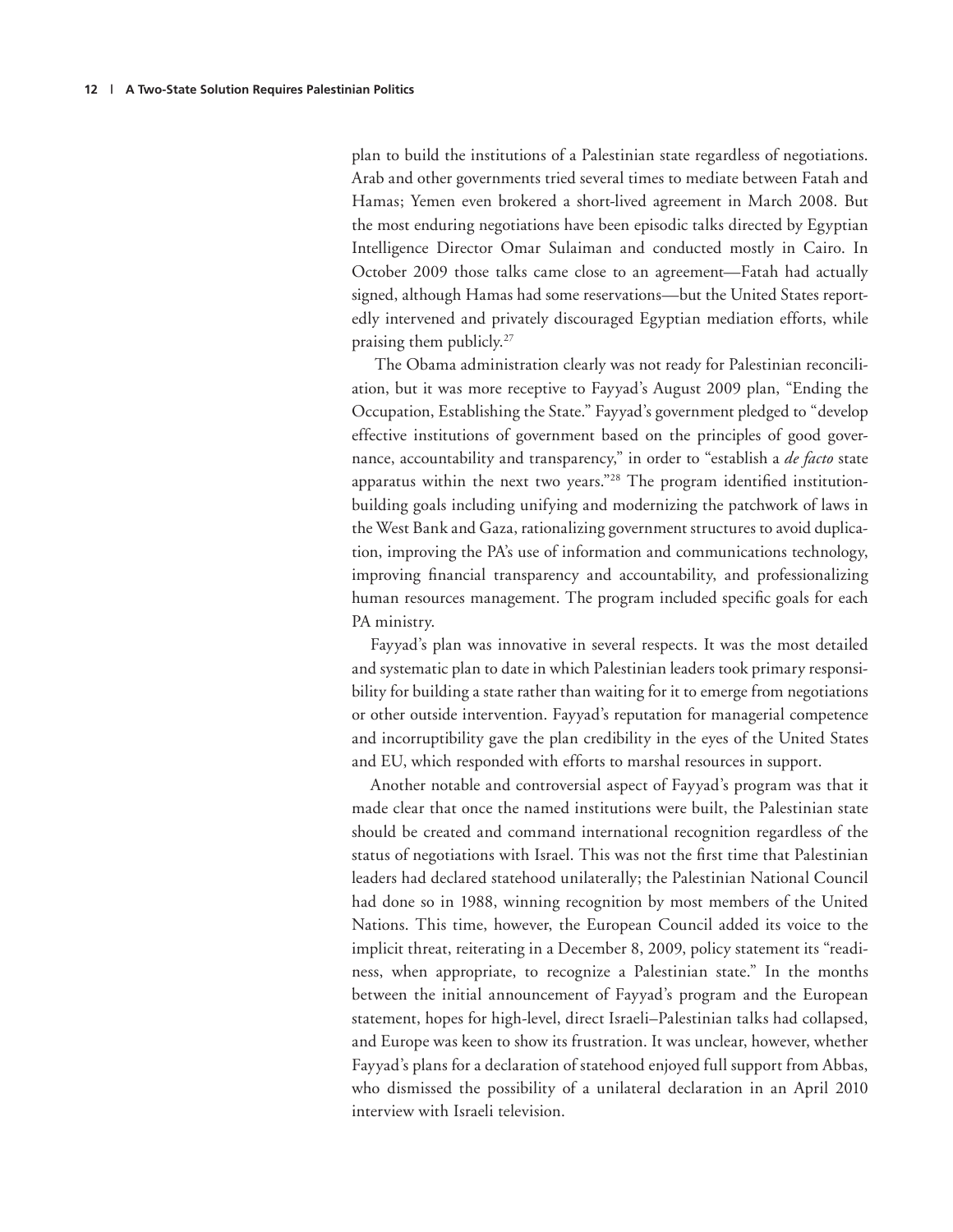plan to build the institutions of a Palestinian state regardless of negotiations. Arab and other governments tried several times to mediate between Fatah and Hamas; Yemen even brokered a short-lived agreement in March 2008. But the most enduring negotiations have been episodic talks directed by Egyptian Intelligence Director Omar Sulaiman and conducted mostly in Cairo. In October 2009 those talks came close to an agreement—Fatah had actually signed, although Hamas had some reservations—but the United States reportedly intervened and privately discouraged Egyptian mediation efforts, while praising them publicly.[27]

The Obama administration clearly was not ready for Palestinian reconciliation, but it was more receptive to Fayyad's August 2009 plan, "Ending the Occupation, Establishing the State." Fayyad's government pledged to "develop effective institutions of government based on the principles of good governance, accountability and transparency," in order to "establish a *de facto* state apparatus within the next two years."[28] The program identified institution-building goals including unifying and modernizing the patchwork of laws in the West Bank and Gaza, rationalizing government structures to avoid duplication, improving the PA's use of information and communications technology, improving financial transparency and accountability, and professionalizing human resources management. The program included specific goals for each PA ministry.

Fayyad's plan was innovative in several respects. It was the most detailed and systematic plan to date in which Palestinian leaders took primary responsibility for building a state rather than waiting for it to emerge from negotiations or other outside intervention. Fayyad's reputation for managerial competence and incorruptibility gave the plan credibility in the eyes of the United States and EU, which responded with efforts to marshal resources in support.

Another notable and controversial aspect of Fayyad's program was that it made clear that once the named institutions were built, the Palestinian state should be created and command international recognition regardless of the status of negotiations with Israel. This was not the first time that Palestinian leaders had declared statehood unilaterally; the Palestinian National Council had done so in 1988, winning recognition by most members of the United Nations. This time, however, the European Council added its voice to the implicit threat, reiterating in a December 8, 2009, policy statement its "readiness, when appropriate, to recognize a Palestinian state." In the months between the initial announcement of Fayyad's program and the European statement, hopes for high-level, direct Israeli–Palestinian talks had collapsed, and Europe was keen to show its frustration. It was unclear, however, whether Fayyad's plans for a declaration of statehood enjoyed full support from Abbas, who dismissed the possibility of a unilateral declaration in an April 2010 interview with Israeli television.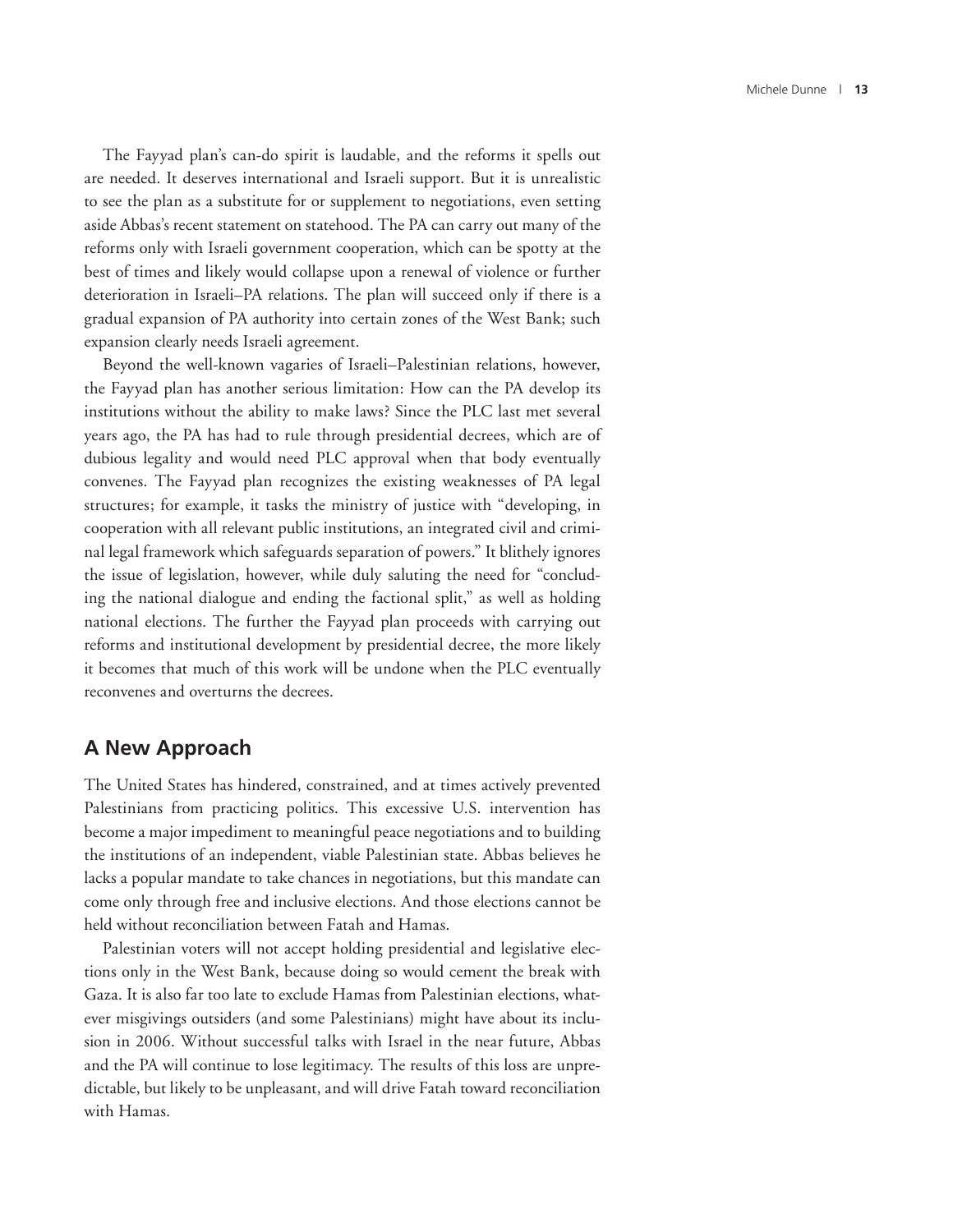The Fayyad plan's can-do spirit is laudable, and the reforms it spells out are needed. It deserves international and Israeli support. But it is unrealistic to see the plan as a substitute for or supplement to negotiations, even setting aside Abbas's recent statement on statehood. The PA can carry out many of the reforms only with Israeli government cooperation, which can be spotty at the best of times and likely would collapse upon a renewal of violence or further deterioration in Israeli–PA relations. The plan will succeed only if there is a gradual expansion of PA authority into certain zones of the West Bank; such expansion clearly needs Israeli agreement.

Beyond the well-known vagaries of Israeli–Palestinian relations, however, the Fayyad plan has another serious limitation: How can the PA develop its institutions without the ability to make laws? Since the PLC last met several years ago, the PA has had to rule through presidential decrees, which are of dubious legality and would need PLC approval when that body eventually convenes. The Fayyad plan recognizes the existing weaknesses of PA legal structures; for example, it tasks the ministry of justice with "developing, in cooperation with all relevant public institutions, an integrated civil and criminal legal framework which safeguards separation of powers." It blithely ignores the issue of legislation, however, while duly saluting the need for "concluding the national dialogue and ending the factional split," as well as holding national elections. The further the Fayyad plan proceeds with carrying out reforms and institutional development by presidential decree, the more likely it becomes that much of this work will be undone when the PLC eventually reconvenes and overturns the decrees.

## A New Approach

The United States has hindered, constrained, and at times actively prevented Palestinians from practicing politics. This excessive U.S. intervention has become a major impediment to meaningful peace negotiations and to building the institutions of an independent, viable Palestinian state. Abbas believes he lacks a popular mandate to take chances in negotiations, but this mandate can come only through free and inclusive elections. And those elections cannot be held without reconciliation between Fatah and Hamas.

Palestinian voters will not accept holding presidential and legislative elections only in the West Bank, because doing so would cement the break with Gaza. It is also far too late to exclude Hamas from Palestinian elections, whatever misgivings outsiders (and some Palestinians) might have about its inclusion in 2006. Without successful talks with Israel in the near future, Abbas and the PA will continue to lose legitimacy. The results of this loss are unpredictable, but likely to be unpleasant, and will drive Fatah toward reconciliation with Hamas.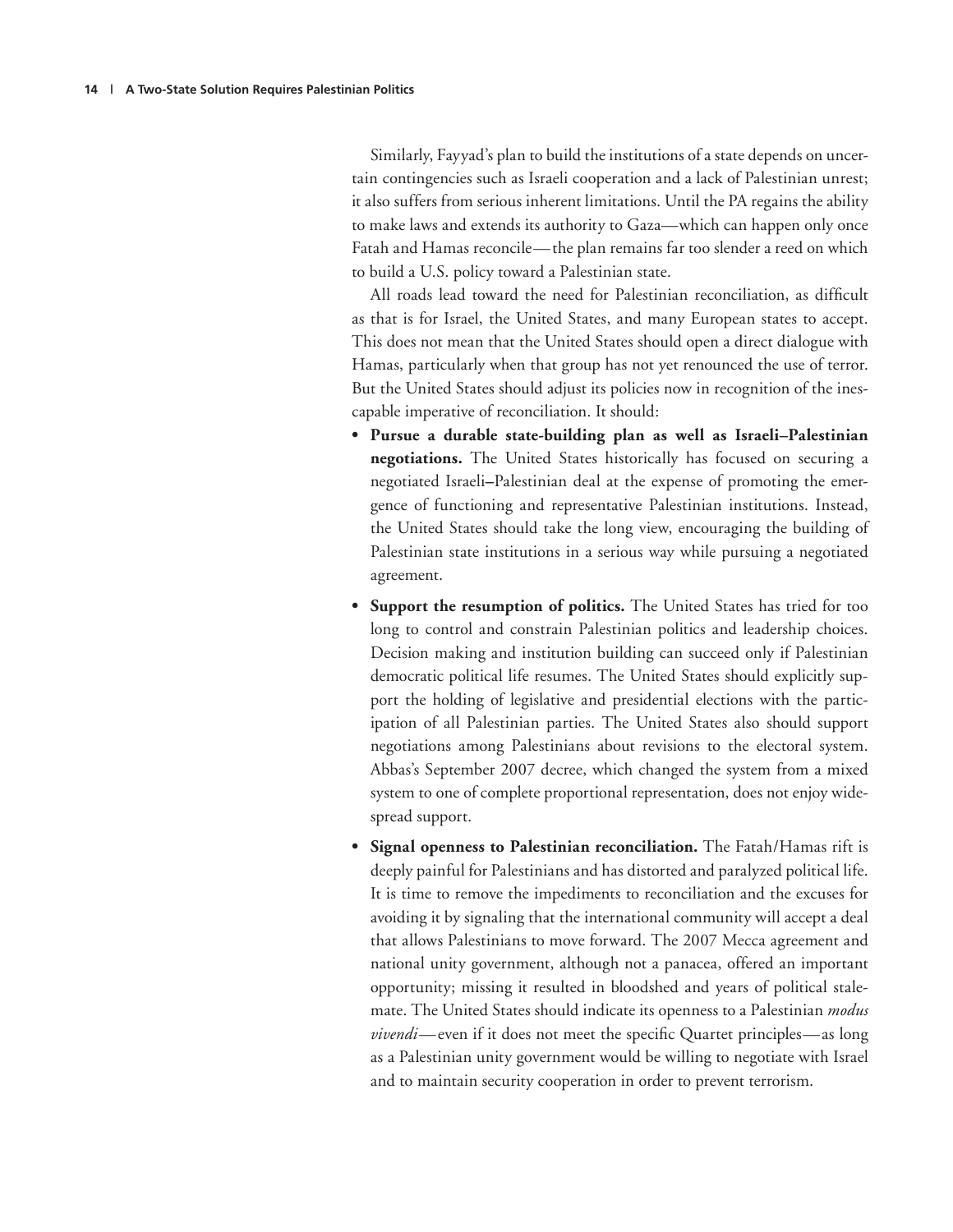Similarly, Fayyad's plan to build the institutions of a state depends on uncertain contingencies such as Israeli cooperation and a lack of Palestinian unrest; it also suffers from serious inherent limitations. Until the PA regains the ability to make laws and extends its authority to Gaza—which can happen only once Fatah and Hamas reconcile—the plan remains far too slender a reed on which to build a U.S. policy toward a Palestinian state.

All roads lead toward the need for Palestinian reconciliation, as difficult as that is for Israel, the United States, and many European states to accept. This does not mean that the United States should open a direct dialogue with Hamas, particularly when that group has not yet renounced the use of terror. But the United States should adjust its policies now in recognition of the inescapable imperative of reconciliation. It should:

- **Pursue a durable state-building plan as well as Israeli–Palestinian negotiations.** The United States historically has focused on securing a negotiated Israeli–Palestinian deal at the expense of promoting the emergence of functioning and representative Palestinian institutions. Instead, the United States should take the long view, encouraging the building of Palestinian state institutions in a serious way while pursuing a negotiated agreement.
- **Support the resumption of politics.** The United States has tried for too long to control and constrain Palestinian politics and leadership choices. Decision making and institution building can succeed only if Palestinian democratic political life resumes. The United States should explicitly support the holding of legislative and presidential elections with the participation of all Palestinian parties. The United States also should support negotiations among Palestinians about revisions to the electoral system. Abbas's September 2007 decree, which changed the system from a mixed system to one of complete proportional representation, does not enjoy widespread support.
- **Signal openness to Palestinian reconciliation.** The Fatah/Hamas rift is deeply painful for Palestinians and has distorted and paralyzed political life. It is time to remove the impediments to reconciliation and the excuses for avoiding it by signaling that the international community will accept a deal that allows Palestinians to move forward. The 2007 Mecca agreement and national unity government, although not a panacea, offered an important opportunity; missing it resulted in bloodshed and years of political stalemate. The United States should indicate its openness to a Palestinian *modus vivendi*—even if it does not meet the specific Quartet principles—as long as a Palestinian unity government would be willing to negotiate with Israel and to maintain security cooperation in order to prevent terrorism.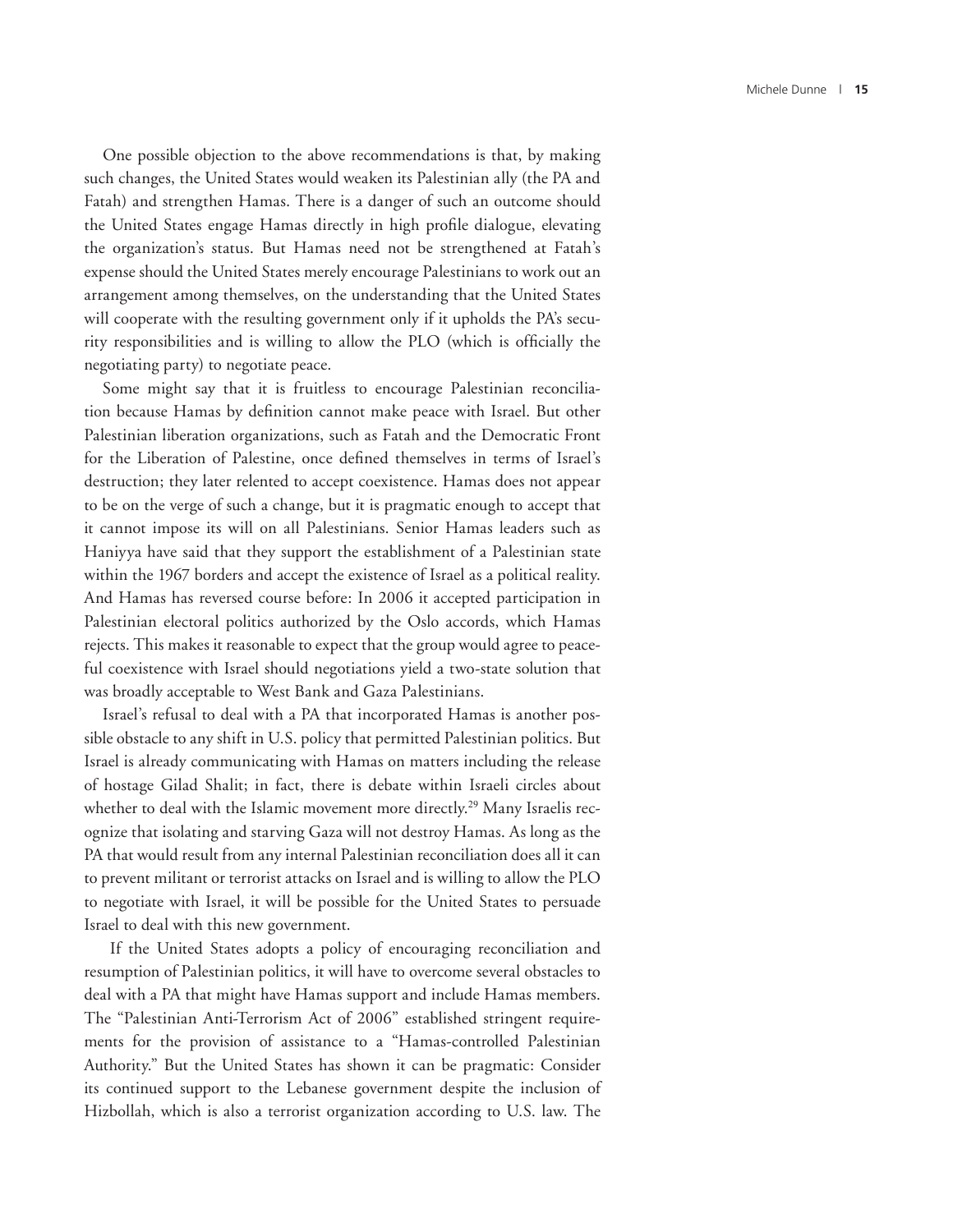One possible objection to the above recommendations is that, by making such changes, the United States would weaken its Palestinian ally (the PA and Fatah) and strengthen Hamas. There is a danger of such an outcome should the United States engage Hamas directly in high profile dialogue, elevating the organization's status. But Hamas need not be strengthened at Fatah's expense should the United States merely encourage Palestinians to work out an arrangement among themselves, on the understanding that the United States will cooperate with the resulting government only if it upholds the PA's security responsibilities and is willing to allow the PLO (which is officially the negotiating party) to negotiate peace.

Some might say that it is fruitless to encourage Palestinian reconciliation because Hamas by definition cannot make peace with Israel. But other Palestinian liberation organizations, such as Fatah and the Democratic Front for the Liberation of Palestine, once defined themselves in terms of Israel's destruction; they later relented to accept coexistence. Hamas does not appear to be on the verge of such a change, but it is pragmatic enough to accept that it cannot impose its will on all Palestinians. Senior Hamas leaders such as Haniyya have said that they support the establishment of a Palestinian state within the 1967 borders and accept the existence of Israel as a political reality. And Hamas has reversed course before: In 2006 it accepted participation in Palestinian electoral politics authorized by the Oslo accords, which Hamas rejects. This makes it reasonable to expect that the group would agree to peaceful coexistence with Israel should negotiations yield a two-state solution that was broadly acceptable to West Bank and Gaza Palestinians.

Israel's refusal to deal with a PA that incorporated Hamas is another possible obstacle to any shift in U.S. policy that permitted Palestinian politics. But Israel is already communicating with Hamas on matters including the release of hostage Gilad Shalit; in fact, there is debate within Israeli circles about whether to deal with the Islamic movement more directly.[29] Many Israelis recognize that isolating and starving Gaza will not destroy Hamas. As long as the PA that would result from any internal Palestinian reconciliation does all it can to prevent militant or terrorist attacks on Israel and is willing to allow the PLO to negotiate with Israel, it will be possible for the United States to persuade Israel to deal with this new government.

If the United States adopts a policy of encouraging reconciliation and resumption of Palestinian politics, it will have to overcome several obstacles to deal with a PA that might have Hamas support and include Hamas members. The "Palestinian Anti-Terrorism Act of 2006" established stringent requirements for the provision of assistance to a "Hamas-controlled Palestinian Authority." But the United States has shown it can be pragmatic: Consider its continued support to the Lebanese government despite the inclusion of Hizbollah, which is also a terrorist organization according to U.S. law. The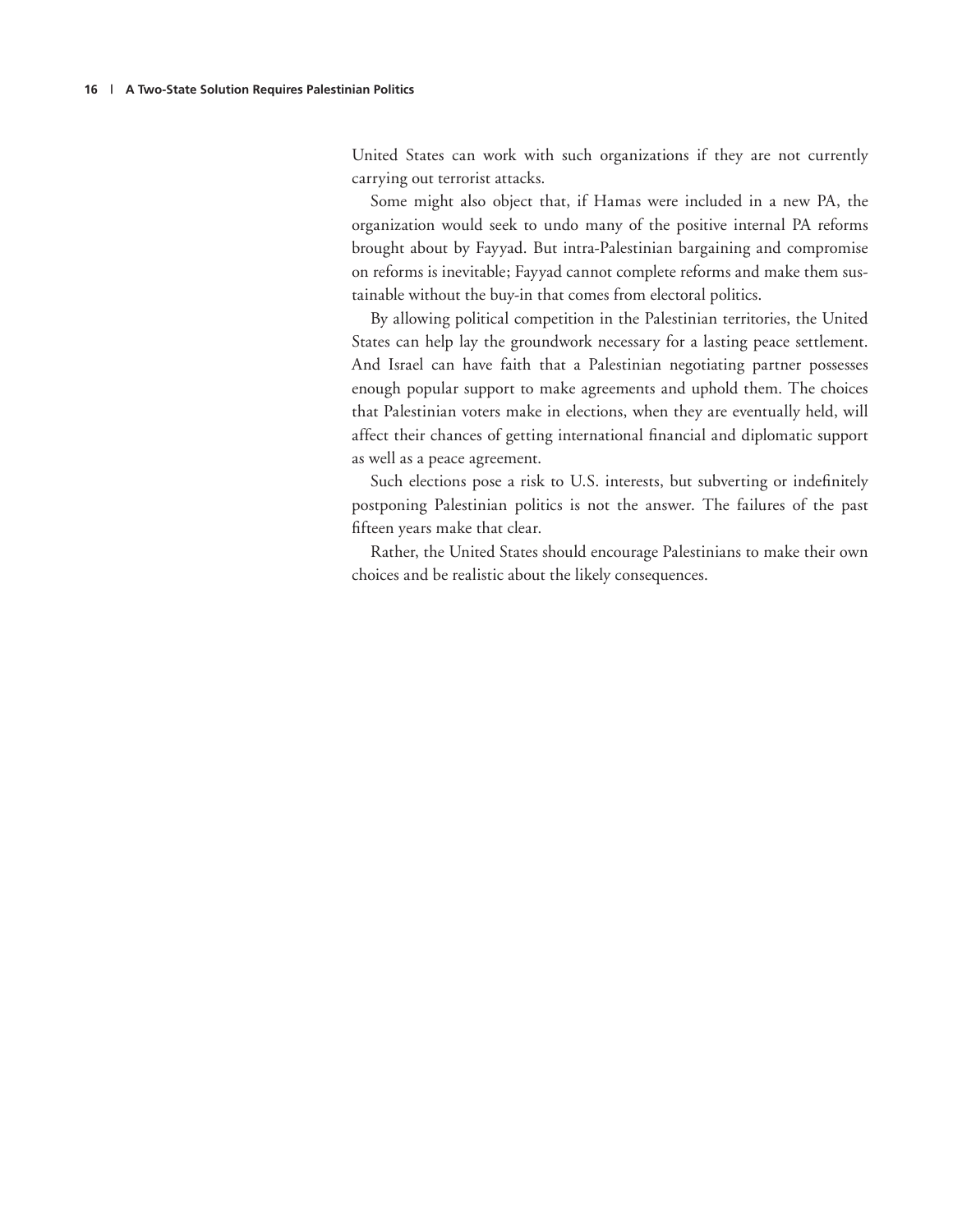United States can work with such organizations if they are not currently carrying out terrorist attacks.

Some might also object that, if Hamas were included in a new PA, the organization would seek to undo many of the positive internal PA reforms brought about by Fayyad. But intra-Palestinian bargaining and compromise on reforms is inevitable; Fayyad cannot complete reforms and make them sustainable without the buy-in that comes from electoral politics.

By allowing political competition in the Palestinian territories, the United States can help lay the groundwork necessary for a lasting peace settlement. And Israel can have faith that a Palestinian negotiating partner possesses enough popular support to make agreements and uphold them. The choices that Palestinian voters make in elections, when they are eventually held, will affect their chances of getting international financial and diplomatic support as well as a peace agreement.

Such elections pose a risk to U.S. interests, but subverting or indefinitely postponing Palestinian politics is not the answer. The failures of the past fifteen years make that clear.

Rather, the United States should encourage Palestinians to make their own choices and be realistic about the likely consequences.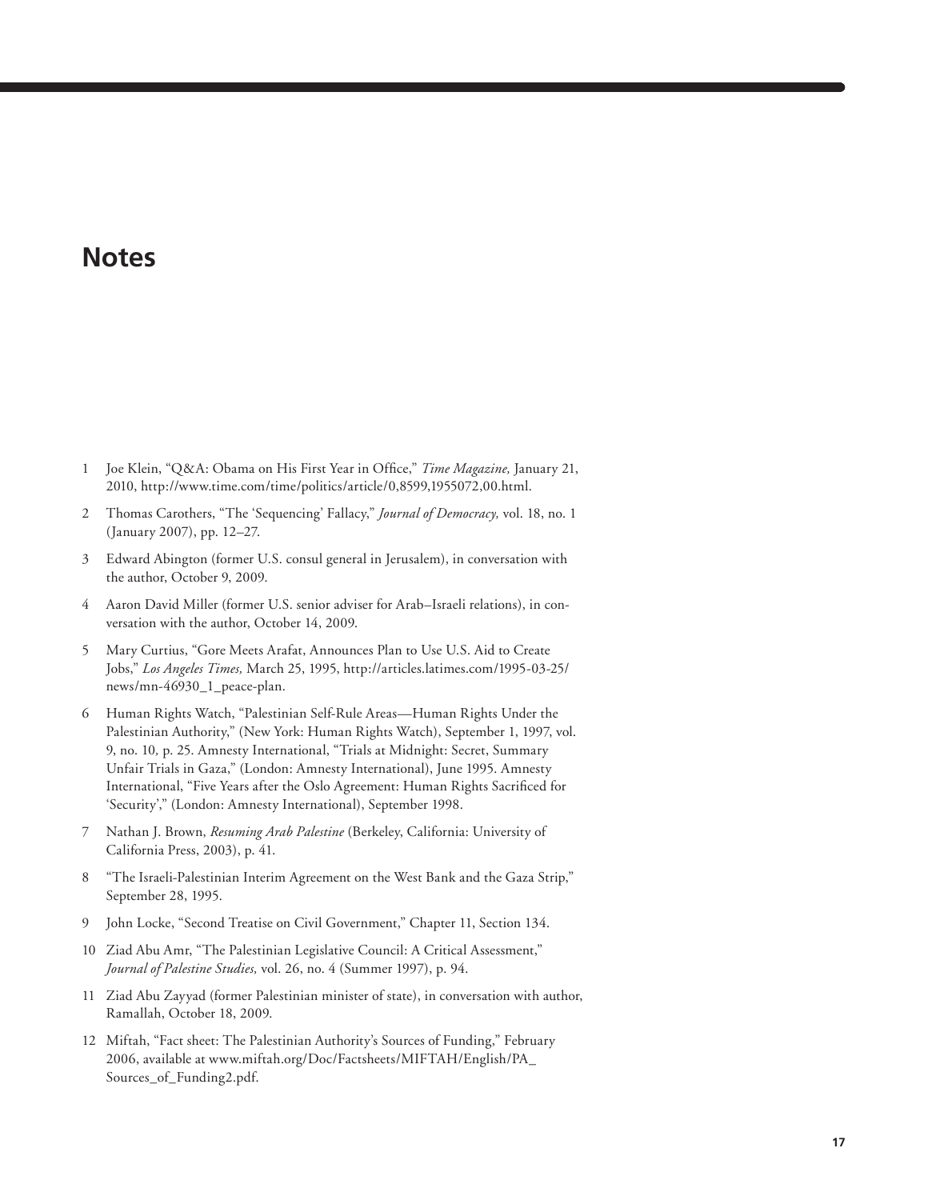# Notes

1 Joe Klein, "Q&A: Obama on His First Year in Office," *Time Magazine,* January 21, 2010, http://www.time.com/time/politics/article/0,8599,1955072,00.html.

2 Thomas Carothers, "The 'Sequencing' Fallacy," *Journal of Democracy,* vol. 18, no. 1 (January 2007), pp. 12–27.

3 Edward Abington (former U.S. consul general in Jerusalem), in conversation with the author, October 9, 2009.

4 Aaron David Miller (former U.S. senior adviser for Arab–Israeli relations), in conversation with the author, October 14, 2009.

5 Mary Curtius, "Gore Meets Arafat, Announces Plan to Use U.S. Aid to Create Jobs," *Los Angeles Times,* March 25, 1995, http://articles.latimes.com/1995-03-25/news/mn-46930_1_peace-plan.

6 Human Rights Watch, "Palestinian Self-Rule Areas—Human Rights Under the Palestinian Authority," (New York: Human Rights Watch), September 1, 1997, vol. 9, no. 10*,* p. 25. Amnesty International, "Trials at Midnight: Secret, Summary Unfair Trials in Gaza," (London: Amnesty International), June 1995. Amnesty International, "Five Years after the Oslo Agreement: Human Rights Sacrificed for 'Security'," (London: Amnesty International), September 1998.

7 Nathan J. Brown, *Resuming Arab Palestine* (Berkeley, California: University of California Press, 2003), p. 41.

8 "The Israeli-Palestinian Interim Agreement on the West Bank and the Gaza Strip," September 28, 1995.

9 John Locke, "Second Treatise on Civil Government," Chapter 11, Section 134.

10 Ziad Abu Amr, "The Palestinian Legislative Council: A Critical Assessment," *Journal of Palestine Studies,* vol. 26, no. 4 (Summer 1997), p. 94.

11 Ziad Abu Zayyad (former Palestinian minister of state), in conversation with author, Ramallah, October 18, 2009.

12 Miftah, "Fact sheet: The Palestinian Authority's Sources of Funding," February 2006, available at www.miftah.org/Doc/Factsheets/MIFTAH/English/PA_Sources_of_Funding2.pdf.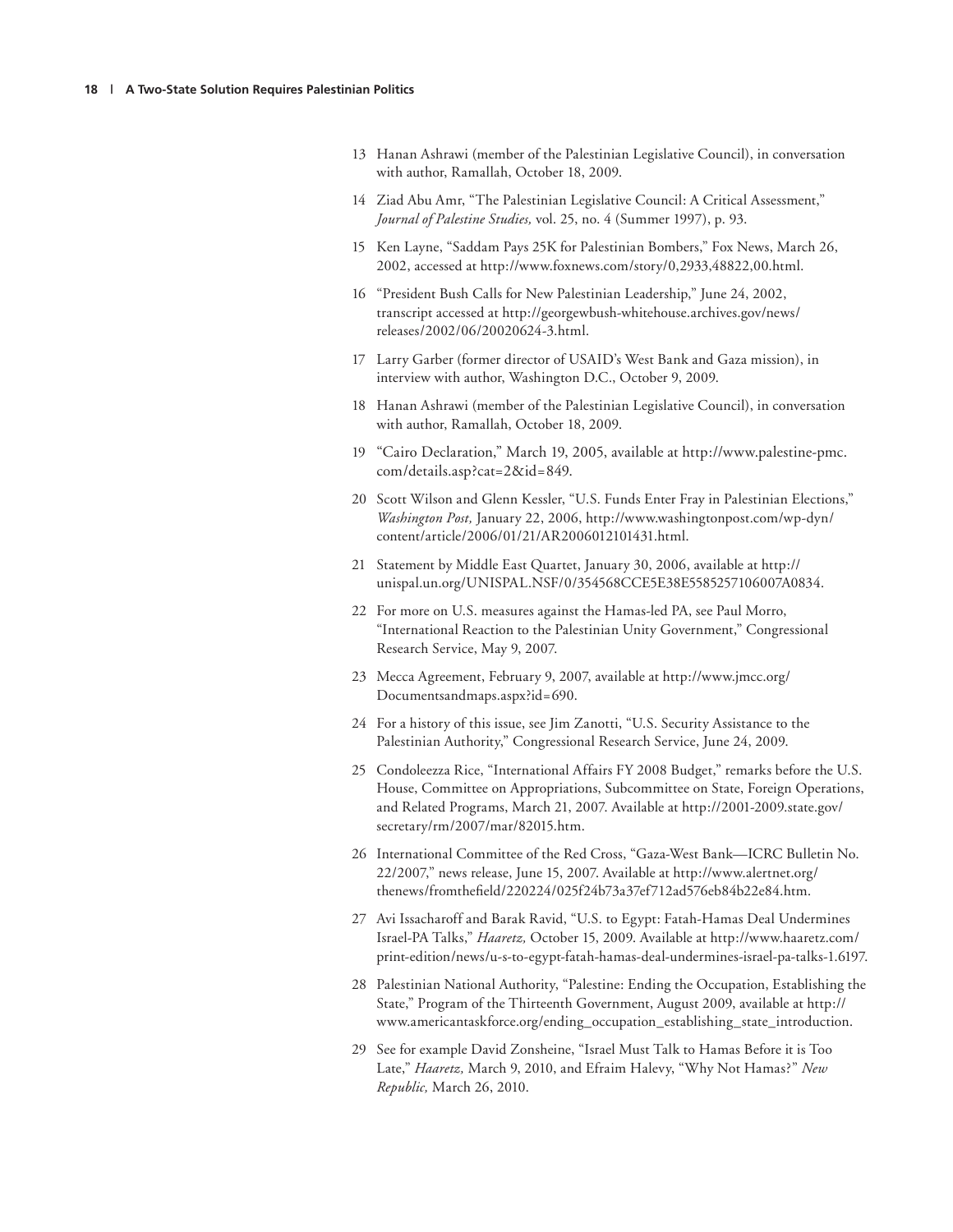13 Hanan Ashrawi (member of the Palestinian Legislative Council), in conversation with author, Ramallah, October 18, 2009.

14 Ziad Abu Amr, "The Palestinian Legislative Council: A Critical Assessment," *Journal of Palestine Studies,* vol. 25, no. 4 (Summer 1997), p. 93.

15 Ken Layne, "Saddam Pays 25K for Palestinian Bombers," Fox News, March 26, 2002, accessed at http://www.foxnews.com/story/0,2933,48822,00.html.

16 "President Bush Calls for New Palestinian Leadership," June 24, 2002, transcript accessed at http://georgewbush-whitehouse.archives.gov/news/releases/2002/06/20020624-3.html.

17 Larry Garber (former director of USAID's West Bank and Gaza mission), in interview with author, Washington D.C., October 9, 2009.

18 Hanan Ashrawi (member of the Palestinian Legislative Council), in conversation with author, Ramallah, October 18, 2009.

19 "Cairo Declaration," March 19, 2005, available at http://www.palestine-pmc.com/details.asp?cat=2&id=849.

20 Scott Wilson and Glenn Kessler, "U.S. Funds Enter Fray in Palestinian Elections," *Washington Post,* January 22, 2006, http://www.washingtonpost.com/wp-dyn/content/article/2006/01/21/AR2006012101431.html.

21 Statement by Middle East Quartet, January 30, 2006, available at http://unispal.un.org/UNISPAL.NSF/0/354568CCE5E38E5585257106007A0834.

22 For more on U.S. measures against the Hamas-led PA, see Paul Morro, "International Reaction to the Palestinian Unity Government," Congressional Research Service, May 9, 2007.

23 Mecca Agreement, February 9, 2007, available at http://www.jmcc.org/Documentsandmaps.aspx?id=690.

24 For a history of this issue, see Jim Zanotti, "U.S. Security Assistance to the Palestinian Authority," Congressional Research Service, June 24, 2009.

25 Condoleezza Rice, "International Affairs FY 2008 Budget," remarks before the U.S. House, Committee on Appropriations, Subcommittee on State, Foreign Operations, and Related Programs, March 21, 2007. Available at http://2001-2009.state.gov/secretary/rm/2007/mar/82015.htm.

26 International Committee of the Red Cross, "Gaza-West Bank—ICRC Bulletin No. 22/2007," news release, June 15, 2007. Available at http://www.alertnet.org/thenews/fromthefield/220224/025f24b73a37ef712ad576eb84b22e84.htm.

27 Avi Issacharoff and Barak Ravid, "U.S. to Egypt: Fatah-Hamas Deal Undermines Israel-PA Talks," *Haaretz,* October 15, 2009. Available at http://www.haaretz.com/print-edition/news/u-s-to-egypt-fatah-hamas-deal-undermines-israel-pa-talks-1.6197.

28 Palestinian National Authority, "Palestine: Ending the Occupation, Establishing the State," Program of the Thirteenth Government, August 2009, available at http://www.americantaskforce.org/ending_occupation_establishing_state_introduction.

29 See for example David Zonsheine, "Israel Must Talk to Hamas Before it is Too Late," *Haaretz,* March 9, 2010, and Efraim Halevy, "Why Not Hamas?" *New Republic,* March 26, 2010.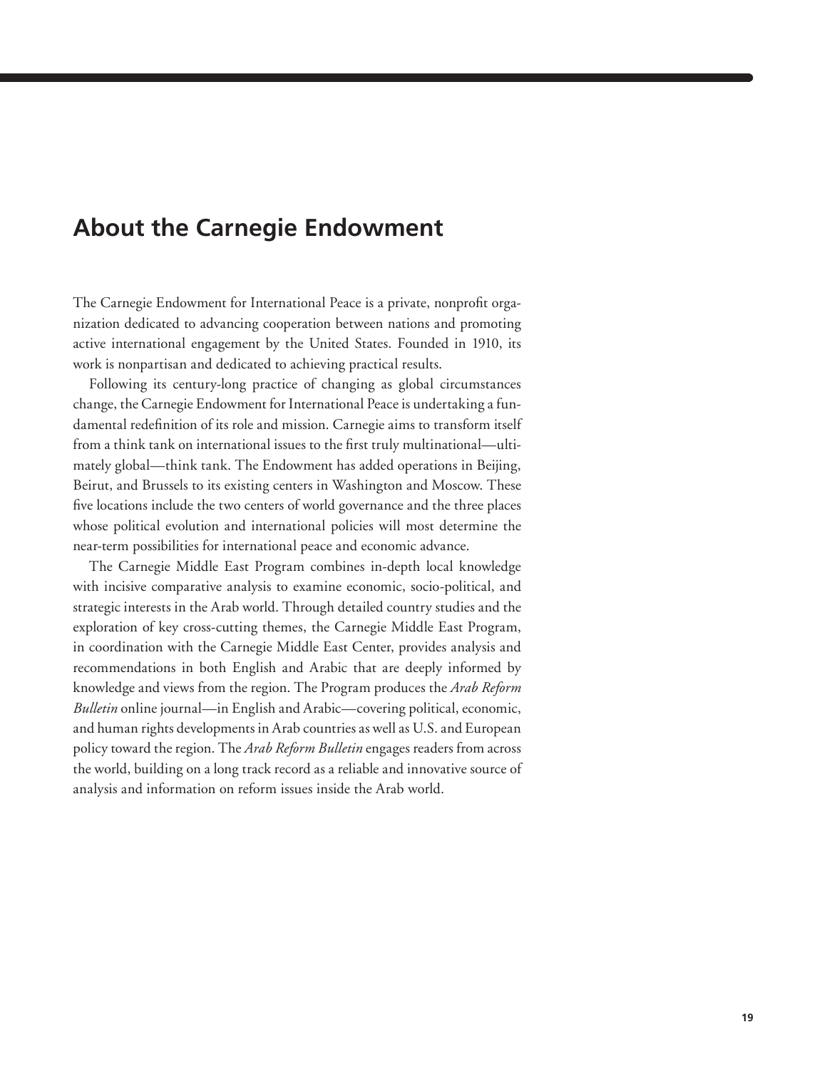## About the Carnegie Endowment

The Carnegie Endowment for International Peace is a private, nonprofit organization dedicated to advancing cooperation between nations and promoting active international engagement by the United States. Founded in 1910, its work is nonpartisan and dedicated to achieving practical results.

Following its century-long practice of changing as global circumstances change, the Carnegie Endowment for International Peace is undertaking a fundamental redefinition of its role and mission. Carnegie aims to transform itself from a think tank on international issues to the first truly multinational—ultimately global—think tank. The Endowment has added operations in Beijing, Beirut, and Brussels to its existing centers in Washington and Moscow. These five locations include the two centers of world governance and the three places whose political evolution and international policies will most determine the near-term possibilities for international peace and economic advance.

The Carnegie Middle East Program combines in-depth local knowledge with incisive comparative analysis to examine economic, socio-political, and strategic interests in the Arab world. Through detailed country studies and the exploration of key cross-cutting themes, the Carnegie Middle East Program, in coordination with the Carnegie Middle East Center, provides analysis and recommendations in both English and Arabic that are deeply informed by knowledge and views from the region. The Program produces the *Arab Reform Bulletin* online journal—in English and Arabic—covering political, economic, and human rights developments in Arab countries as well as U.S. and European policy toward the region. The *Arab Reform Bulletin* engages readers from across the world, building on a long track record as a reliable and innovative source of analysis and information on reform issues inside the Arab world.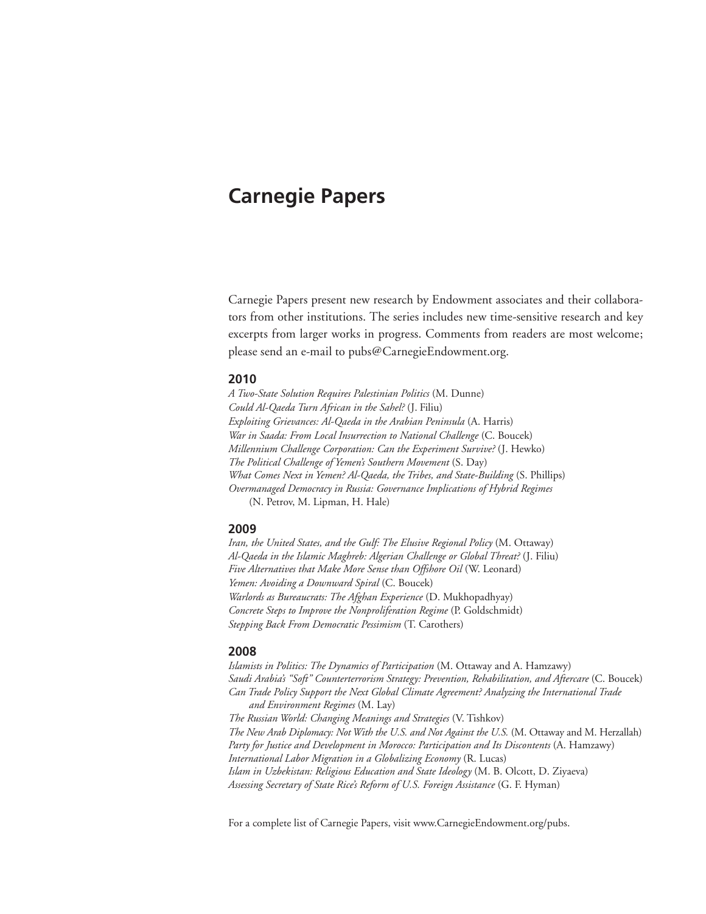# Carnegie Papers

Carnegie Papers present new research by Endowment associates and their collaborators from other institutions. The series includes new time-sensitive research and key excerpts from larger works in progress. Comments from readers are most welcome; please send an e-mail to pubs@CarnegieEndowment.org.

### 2010

*A Two-State Solution Requires Palestinian Politics* (M. Dunne)
*Could Al-Qaeda Turn African in the Sahel?* (J. Filiu)
*Exploiting Grievances: Al-Qaeda in the Arabian Peninsula* (A. Harris)
*War in Saada: From Local Insurrection to National Challenge* (C. Boucek)
*Millennium Challenge Corporation: Can the Experiment Survive?* (J. Hewko)
*The Political Challenge of Yemen's Southern Movement* (S. Day)
*What Comes Next in Yemen? Al-Qaeda, the Tribes, and State-Building* (S. Phillips)
*Overmanaged Democracy in Russia: Governance Implications of Hybrid Regimes* (N. Petrov, M. Lipman, H. Hale)

### 2009

*Iran, the United States, and the Gulf: The Elusive Regional Policy* (M. Ottaway)
*Al-Qaeda in the Islamic Maghreb: Algerian Challenge or Global Threat?* (J. Filiu)
*Five Alternatives that Make More Sense than Offshore Oil* (W. Leonard)
*Yemen: Avoiding a Downward Spiral* (C. Boucek)
*Warlords as Bureaucrats: The Afghan Experience* (D. Mukhopadhyay)
*Concrete Steps to Improve the Nonproliferation Regime* (P. Goldschmidt)
*Stepping Back From Democratic Pessimism* (T. Carothers)

### 2008

*Islamists in Politics: The Dynamics of Participation* (M. Ottaway and A. Hamzawy)
*Saudi Arabia's "Soft" Counterterrorism Strategy: Prevention, Rehabilitation, and Aftercare* (C. Boucek)
*Can Trade Policy Support the Next Global Climate Agreement? Analyzing the International Trade and Environment Regimes* (M. Lay)
*The Russian World: Changing Meanings and Strategies* (V. Tishkov)
*The New Arab Diplomacy: Not With the U.S. and Not Against the U.S.* (M. Ottaway and M. Herzallah)
*Party for Justice and Development in Morocco: Participation and Its Discontents* (A. Hamzawy)
*International Labor Migration in a Globalizing Economy* (R. Lucas)
*Islam in Uzbekistan: Religious Education and State Ideology* (M. B. Olcott, D. Ziyaeva)
*Assessing Secretary of State Rice's Reform of U.S. Foreign Assistance* (G. F. Hyman)

For a complete list of Carnegie Papers, visit www.CarnegieEndowment.org/pubs.